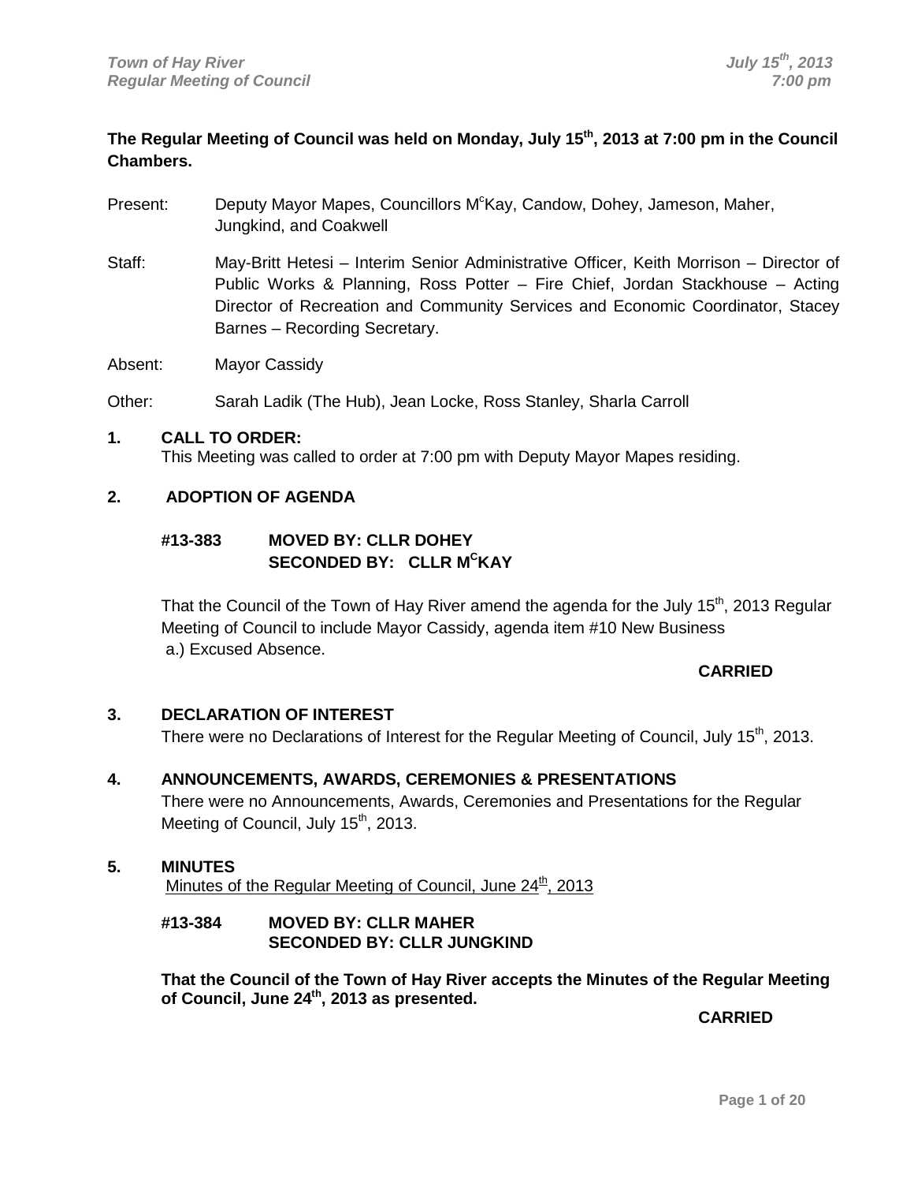**The Regular Meeting of Council was held on Monday, July 15th, 2013 at 7:00 pm in the Council Chambers.**

Present: Deputy Mayor Mapes, Councillors McKay, Candow, Dohey, Jameson, Maher, Jungkind, and Coakwell

Staff: May-Britt Hetesi – Interim Senior Administrative Officer, Keith Morrison – Director of Public Works & Planning, Ross Potter – Fire Chief, Jordan Stackhouse – Acting Director of Recreation and Community Services and Economic Coordinator, Stacey Barnes – Recording Secretary.

Absent: Mayor Cassidy

Other: Sarah Ladik (The Hub), Jean Locke, Ross Stanley, Sharla Carroll

## 1. CALL TO ORDER:

This Meeting was called to order at 7:00 pm with Deputy Mayor Mapes residing.

## 2. ADOPTION OF AGENDA

**#13-383 MOVED BY: CLLR DOHEY**
**SECONDED BY: CLLR MCKAY**

That the Council of the Town of Hay River amend the agenda for the July 15th, 2013 Regular Meeting of Council to include Mayor Cassidy, agenda item #10 New Business a.) Excused Absence.

**CARRIED**

## 3. DECLARATION OF INTEREST

There were no Declarations of Interest for the Regular Meeting of Council, July 15th, 2013.

## 4. ANNOUNCEMENTS, AWARDS, CEREMONIES & PRESENTATIONS

There were no Announcements, Awards, Ceremonies and Presentations for the Regular Meeting of Council, July 15th, 2013.

## 5. MINUTES

Minutes of the Regular Meeting of Council, June 24th, 2013

**#13-384 MOVED BY: CLLR MAHER**
**SECONDED BY: CLLR JUNGKIND**

**That the Council of the Town of Hay River accepts the Minutes of the Regular Meeting of Council, June 24th, 2013 as presented.**

**CARRIED**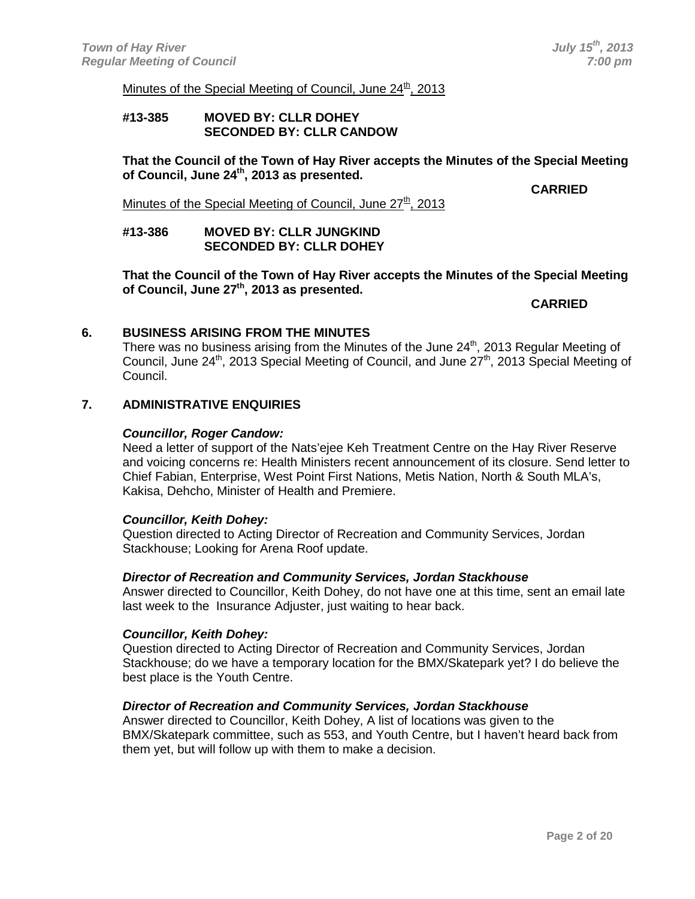Minutes of the Special Meeting of Council, June 24th, 2013

**#13-385 MOVED BY: CLLR DOHEY**
**SECONDED BY: CLLR CANDOW**

**That the Council of the Town of Hay River accepts the Minutes of the Special Meeting of Council, June 24th, 2013 as presented.**

**CARRIED**

Minutes of the Special Meeting of Council, June 27th, 2013

**#13-386 MOVED BY: CLLR JUNGKIND**
**SECONDED BY: CLLR DOHEY**

**That the Council of the Town of Hay River accepts the Minutes of the Special Meeting of Council, June 27th, 2013 as presented.**

**CARRIED**

## 6. BUSINESS ARISING FROM THE MINUTES

There was no business arising from the Minutes of the June 24th, 2013 Regular Meeting of Council, June 24th, 2013 Special Meeting of Council, and June 27th, 2013 Special Meeting of Council.

## 7. ADMINISTRATIVE ENQUIRIES

***Councillor, Roger Candow:***

Need a letter of support of the Nats'ejee Keh Treatment Centre on the Hay River Reserve and voicing concerns re: Health Ministers recent announcement of its closure. Send letter to Chief Fabian, Enterprise, West Point First Nations, Metis Nation, North & South MLA's, Kakisa, Dehcho, Minister of Health and Premiere.

***Councillor, Keith Dohey:***

Question directed to Acting Director of Recreation and Community Services, Jordan Stackhouse; Looking for Arena Roof update.

***Director of Recreation and Community Services, Jordan Stackhouse***

Answer directed to Councillor, Keith Dohey, do not have one at this time, sent an email late last week to the Insurance Adjuster, just waiting to hear back.

***Councillor, Keith Dohey:***

Question directed to Acting Director of Recreation and Community Services, Jordan Stackhouse; do we have a temporary location for the BMX/Skatepark yet? I do believe the best place is the Youth Centre.

***Director of Recreation and Community Services, Jordan Stackhouse***

Answer directed to Councillor, Keith Dohey, A list of locations was given to the BMX/Skatepark committee, such as 553, and Youth Centre, but I haven't heard back from them yet, but will follow up with them to make a decision.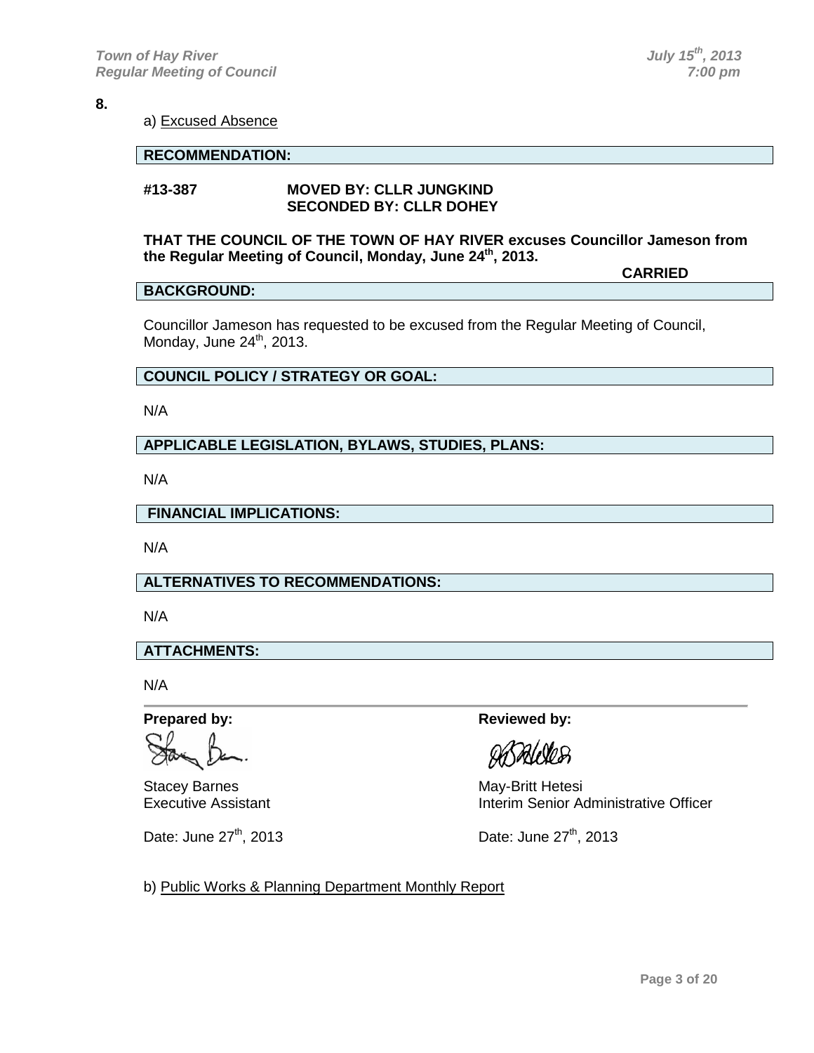**8.**

a) Excused Absence

**RECOMMENDATION:**

**#13-387** **MOVED BY: CLLR JUNGKIND**
**SECONDED BY: CLLR DOHEY**

**THAT THE COUNCIL OF THE TOWN OF HAY RIVER excuses Councillor Jameson from the Regular Meeting of Council, Monday, June 24th, 2013.**

**CARRIED**

**BACKGROUND:**

Councillor Jameson has requested to be excused from the Regular Meeting of Council, Monday, June 24th, 2013.

**COUNCIL POLICY / STRATEGY OR GOAL:**

N/A

**APPLICABLE LEGISLATION, BYLAWS, STUDIES, PLANS:**

N/A

**FINANCIAL IMPLICATIONS:**

N/A

**ALTERNATIVES TO RECOMMENDATIONS:**

N/A

**ATTACHMENTS:**

N/A

**Prepared by:**

Stacey Barnes
Executive Assistant

Date: June 27th, 2013

**Reviewed by:**

May-Britt Hetesi
Interim Senior Administrative Officer

Date: June 27th, 2013

b) Public Works & Planning Department Monthly Report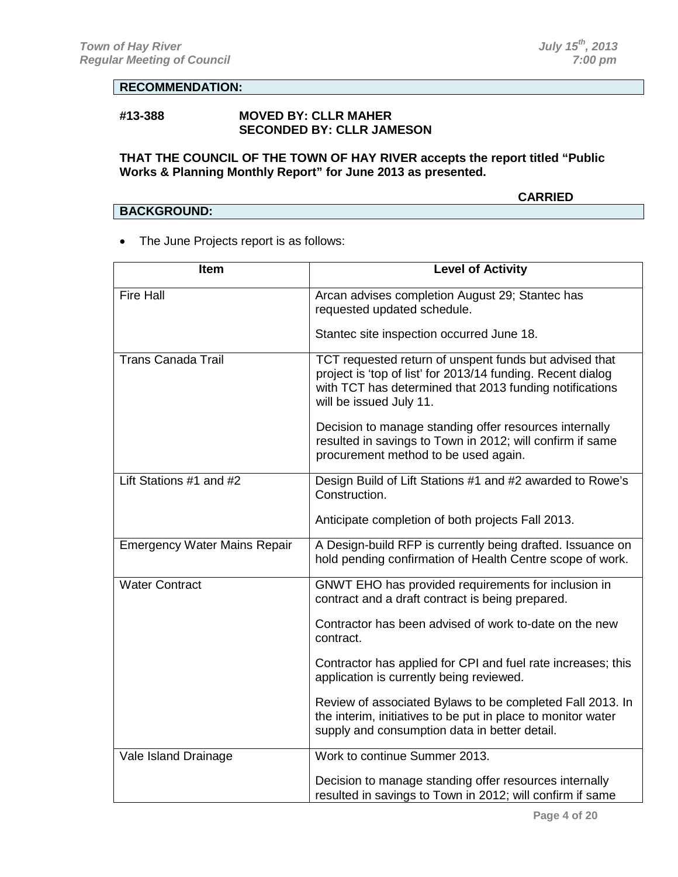**RECOMMENDATION:**

**#13-388 MOVED BY: CLLR MAHER**
**SECONDED BY: CLLR JAMESON**

**THAT THE COUNCIL OF THE TOWN OF HAY RIVER accepts the report titled "Public Works & Planning Monthly Report" for June 2013 as presented.**

**CARRIED**

**BACKGROUND:**

- The June Projects report is as follows:

| Item | Level of Activity |
|---|---|
| Fire Hall | Arcan advises completion August 29; Stantec has requested updated schedule.<br><br>Stantec site inspection occurred June 18. |
| Trans Canada Trail | TCT requested return of unspent funds but advised that project is 'top of list' for 2013/14 funding. Recent dialog with TCT has determined that 2013 funding notifications will be issued July 11.<br><br>Decision to manage standing offer resources internally resulted in savings to Town in 2012; will confirm if same procurement method to be used again. |
| Lift Stations #1 and #2 | Design Build of Lift Stations #1 and #2 awarded to Rowe's Construction.<br><br>Anticipate completion of both projects Fall 2013. |
| Emergency Water Mains Repair | A Design-build RFP is currently being drafted. Issuance on hold pending confirmation of Health Centre scope of work. |
| Water Contract | GNWT EHO has provided requirements for inclusion in contract and a draft contract is being prepared.<br><br>Contractor has been advised of work to-date on the new contract.<br><br>Contractor has applied for CPI and fuel rate increases; this application is currently being reviewed.<br><br>Review of associated Bylaws to be completed Fall 2013. In the interim, initiatives to be put in place to monitor water supply and consumption data in better detail. |
| Vale Island Drainage | Work to continue Summer 2013.<br><br>Decision to manage standing offer resources internally resulted in savings to Town in 2012; will confirm if same |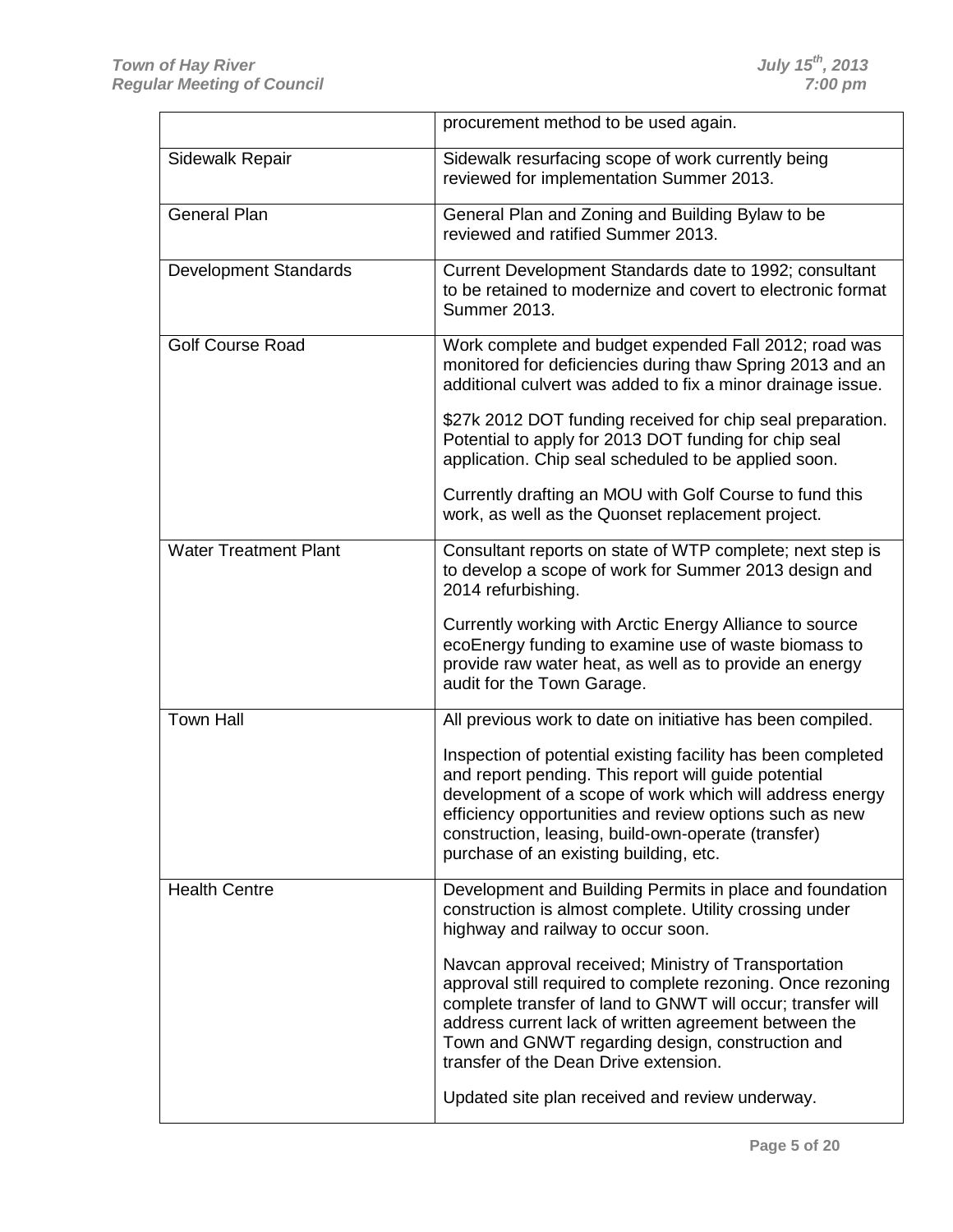| | |
|---|---|
| | procurement method to be used again. |
| Sidewalk Repair | Sidewalk resurfacing scope of work currently being reviewed for implementation Summer 2013. |
| General Plan | General Plan and Zoning and Building Bylaw to be reviewed and ratified Summer 2013. |
| Development Standards | Current Development Standards date to 1992; consultant to be retained to modernize and covert to electronic format Summer 2013. |
| Golf Course Road | Work complete and budget expended Fall 2012; road was monitored for deficiencies during thaw Spring 2013 and an additional culvert was added to fix a minor drainage issue.<br><br>$27k 2012 DOT funding received for chip seal preparation. Potential to apply for 2013 DOT funding for chip seal application. Chip seal scheduled to be applied soon.<br><br>Currently drafting an MOU with Golf Course to fund this work, as well as the Quonset replacement project. |
| Water Treatment Plant | Consultant reports on state of WTP complete; next step is to develop a scope of work for Summer 2013 design and 2014 refurbishing.<br><br>Currently working with Arctic Energy Alliance to source ecoEnergy funding to examine use of waste biomass to provide raw water heat, as well as to provide an energy audit for the Town Garage. |
| Town Hall | All previous work to date on initiative has been compiled.<br><br>Inspection of potential existing facility has been completed and report pending. This report will guide potential development of a scope of work which will address energy efficiency opportunities and review options such as new construction, leasing, build-own-operate (transfer) purchase of an existing building, etc. |
| Health Centre | Development and Building Permits in place and foundation construction is almost complete. Utility crossing under highway and railway to occur soon.<br><br>Navcan approval received; Ministry of Transportation approval still required to complete rezoning. Once rezoning complete transfer of land to GNWT will occur; transfer will address current lack of written agreement between the Town and GNWT regarding design, construction and transfer of the Dean Drive extension.<br><br>Updated site plan received and review underway. |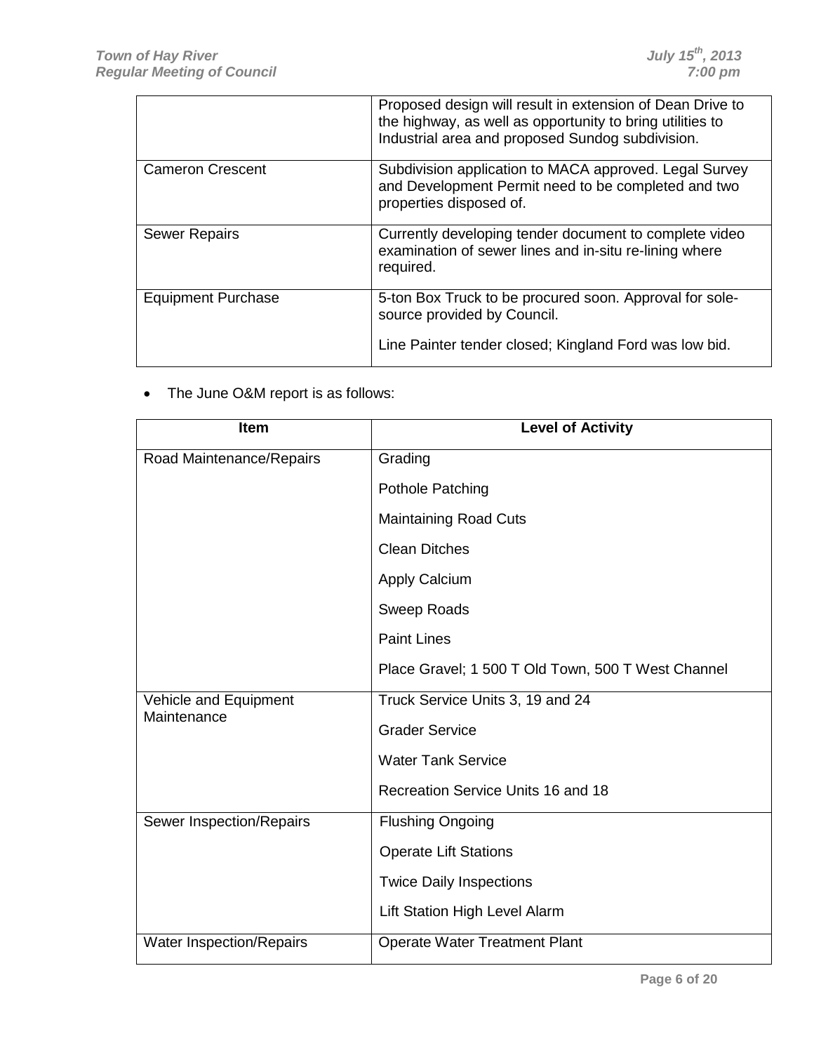| | |
|---|---|
| | Proposed design will result in extension of Dean Drive to the highway, as well as opportunity to bring utilities to Industrial area and proposed Sundog subdivision. |
| Cameron Crescent | Subdivision application to MACA approved. Legal Survey and Development Permit need to be completed and two properties disposed of. |
| Sewer Repairs | Currently developing tender document to complete video examination of sewer lines and in-situ re-lining where required. |
| Equipment Purchase | 5-ton Box Truck to be procured soon. Approval for sole-source provided by Council.<br><br>Line Painter tender closed; Kingland Ford was low bid. |

- The June O&M report is as follows:

| Item | Level of Activity |
|---|---|
| Road Maintenance/Repairs | Grading<br>Pothole Patching<br>Maintaining Road Cuts<br>Clean Ditches<br>Apply Calcium<br>Sweep Roads<br>Paint Lines<br>Place Gravel; 1 500 T Old Town, 500 T West Channel |
| Vehicle and Equipment Maintenance | Truck Service Units 3, 19 and 24<br>Grader Service<br>Water Tank Service<br>Recreation Service Units 16 and 18 |
| Sewer Inspection/Repairs | Flushing Ongoing<br>Operate Lift Stations<br>Twice Daily Inspections<br>Lift Station High Level Alarm |
| Water Inspection/Repairs | Operate Water Treatment Plant |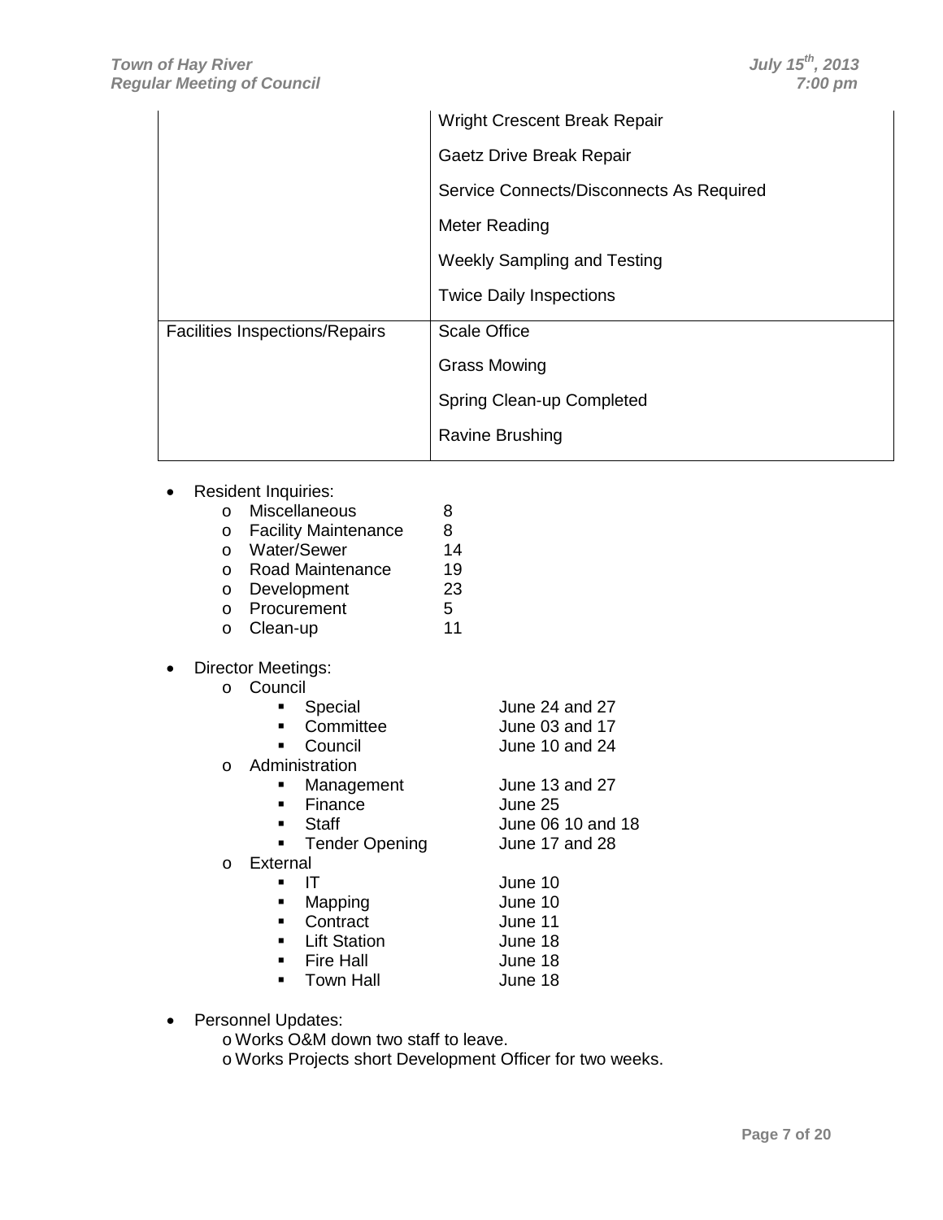| | |
|---|---|
| | Wright Crescent Break Repair<br>Gaetz Drive Break Repair<br>Service Connects/Disconnects As Required<br>Meter Reading<br>Weekly Sampling and Testing<br>Twice Daily Inspections |
| Facilities Inspections/Repairs | Scale Office<br>Grass Mowing<br>Spring Clean-up Completed<br>Ravine Brushing |

- Resident Inquiries:
  - Miscellaneous 8
  - Facility Maintenance 8
  - Water/Sewer 14
  - Road Maintenance 19
  - Development 23
  - Procurement 5
  - Clean-up 11

- Director Meetings:
  - Council
    - Special June 24 and 27
    - Committee June 03 and 17
    - Council June 10 and 24
  - Administration
    - Management June 13 and 27
    - Finance June 25
    - Staff June 06 10 and 18
    - Tender Opening June 17 and 28
  - External
    - IT June 10
    - Mapping June 10
    - Contract June 11
    - Lift Station June 18
    - Fire Hall June 18
    - Town Hall June 18

- Personnel Updates:
  - Works O&M down two staff to leave.
  - Works Projects short Development Officer for two weeks.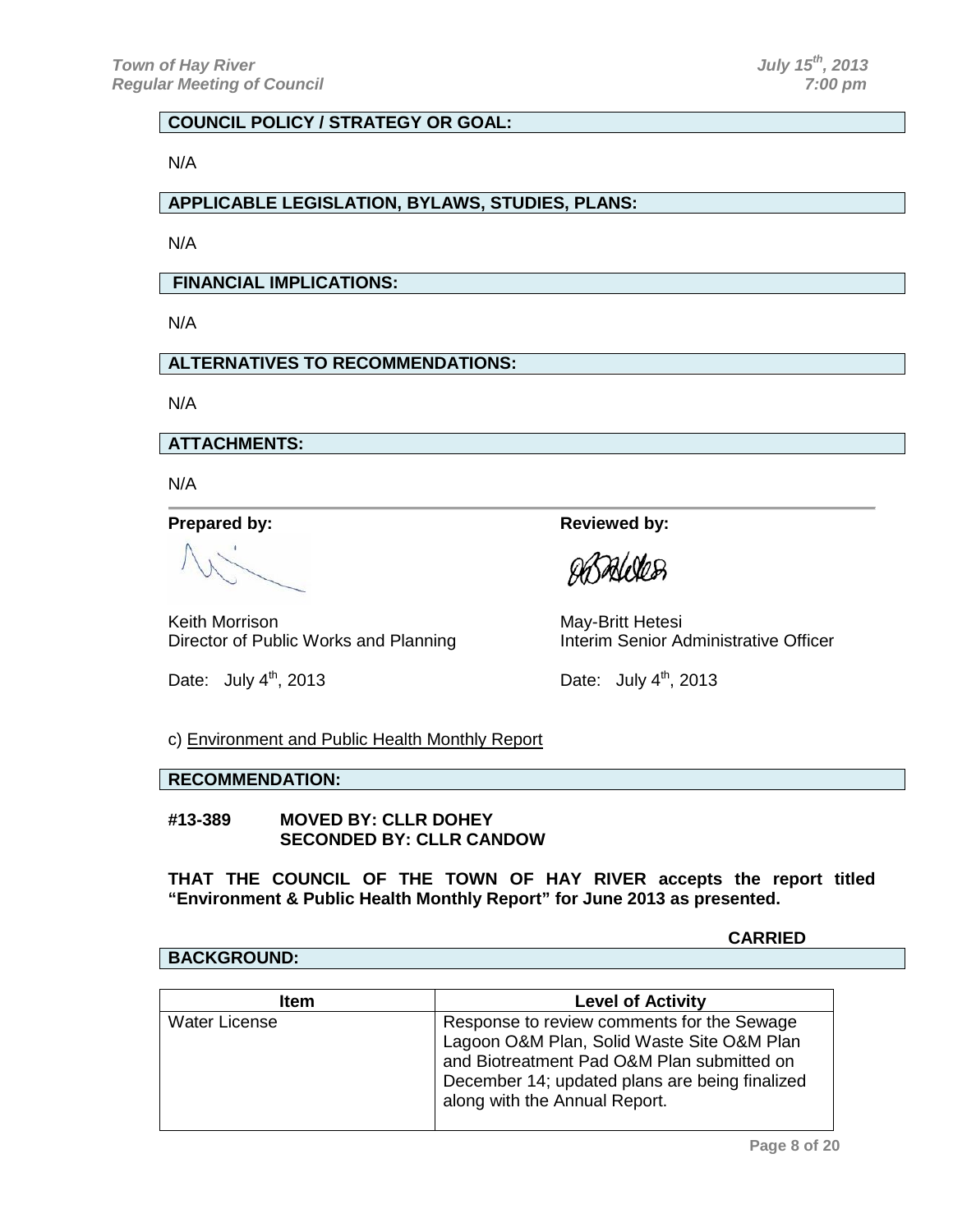**COUNCIL POLICY / STRATEGY OR GOAL:**

N/A

**APPLICABLE LEGISLATION, BYLAWS, STUDIES, PLANS:**

N/A

**FINANCIAL IMPLICATIONS:**

N/A

**ALTERNATIVES TO RECOMMENDATIONS:**

N/A

**ATTACHMENTS:**

N/A

---

**Prepared by:**

Keith Morrison
Director of Public Works and Planning

Date: July 4th, 2013

**Reviewed by:**

May-Britt Hetesi
Interim Senior Administrative Officer

Date: July 4th, 2013

c) Environment and Public Health Monthly Report

**RECOMMENDATION:**

**#13-389 MOVED BY: CLLR DOHEY**
**SECONDED BY: CLLR CANDOW**

**THAT THE COUNCIL OF THE TOWN OF HAY RIVER accepts the report titled "Environment & Public Health Monthly Report" for June 2013 as presented.**

**CARRIED**

**BACKGROUND:**

| Item | Level of Activity |
|---|---|
| Water License | Response to review comments for the Sewage Lagoon O&M Plan, Solid Waste Site O&M Plan and Biotreatment Pad O&M Plan submitted on December 14; updated plans are being finalized along with the Annual Report. |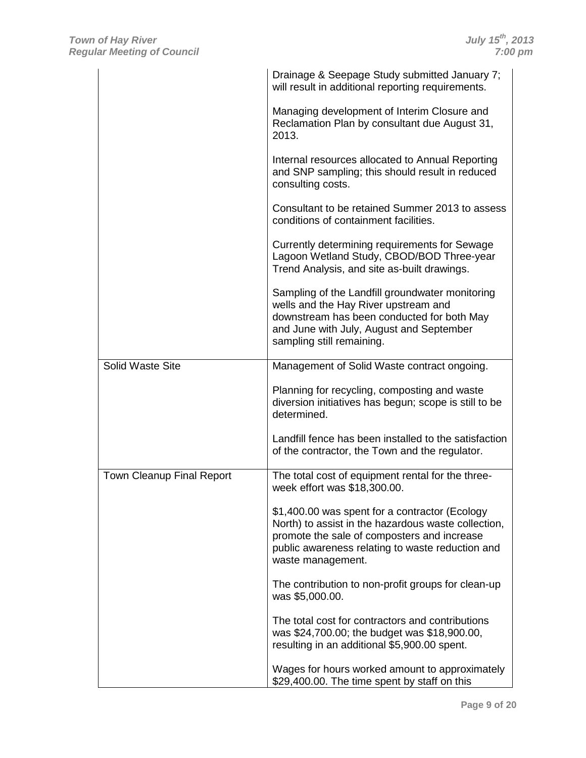| | |
|---|---|
| | Drainage & Seepage Study submitted January 7; will result in additional reporting requirements.<br><br>Managing development of Interim Closure and Reclamation Plan by consultant due August 31, 2013.<br><br>Internal resources allocated to Annual Reporting and SNP sampling; this should result in reduced consulting costs.<br><br>Consultant to be retained Summer 2013 to assess conditions of containment facilities.<br><br>Currently determining requirements for Sewage Lagoon Wetland Study, CBOD/BOD Three-year Trend Analysis, and site as-built drawings.<br><br>Sampling of the Landfill groundwater monitoring wells and the Hay River upstream and downstream has been conducted for both May and June with July, August and September sampling still remaining. |
| Solid Waste Site | Management of Solid Waste contract ongoing.<br><br>Planning for recycling, composting and waste diversion initiatives has begun; scope is still to be determined.<br><br>Landfill fence has been installed to the satisfaction of the contractor, the Town and the regulator. |
| Town Cleanup Final Report | The total cost of equipment rental for the three-week effort was $18,300.00.<br><br>$1,400.00 was spent for a contractor (Ecology North) to assist in the hazardous waste collection, promote the sale of composters and increase public awareness relating to waste reduction and waste management.<br><br>The contribution to non-profit groups for clean-up was $5,000.00.<br><br>The total cost for contractors and contributions was $24,700.00; the budget was $18,900.00, resulting in an additional $5,900.00 spent.<br><br>Wages for hours worked amount to approximately $29,400.00. The time spent by staff on this |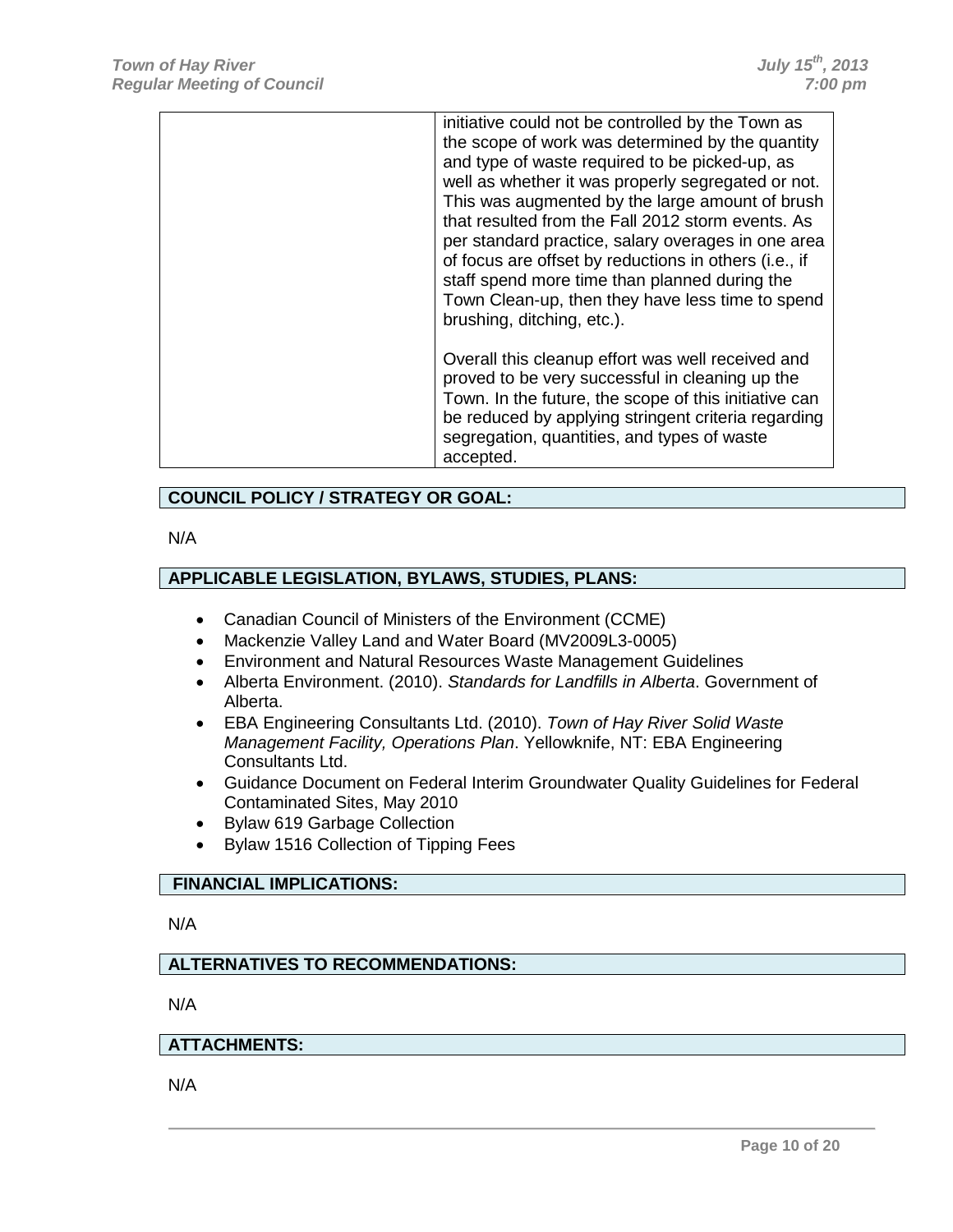| | initiative could not be controlled by the Town as the scope of work was determined by the quantity and type of waste required to be picked-up, as well as whether it was properly segregated or not. This was augmented by the large amount of brush that resulted from the Fall 2012 storm events. As per standard practice, salary overages in one area of focus are offset by reductions in others (i.e., if staff spend more time than planned during the Town Clean-up, then they have less time to spend brushing, ditching, etc.).<br><br>Overall this cleanup effort was well received and proved to be very successful in cleaning up the Town. In the future, the scope of this initiative can be reduced by applying stringent criteria regarding segregation, quantities, and types of waste accepted. |
|---|---|

**COUNCIL POLICY / STRATEGY OR GOAL:**

N/A

**APPLICABLE LEGISLATION, BYLAWS, STUDIES, PLANS:**

- Canadian Council of Ministers of the Environment (CCME)
- Mackenzie Valley Land and Water Board (MV2009L3-0005)
- Environment and Natural Resources Waste Management Guidelines
- Alberta Environment. (2010). *Standards for Landfills in Alberta*. Government of Alberta.
- EBA Engineering Consultants Ltd. (2010). *Town of Hay River Solid Waste Management Facility, Operations Plan*. Yellowknife, NT: EBA Engineering Consultants Ltd.
- Guidance Document on Federal Interim Groundwater Quality Guidelines for Federal Contaminated Sites, May 2010
- Bylaw 619 Garbage Collection
- Bylaw 1516 Collection of Tipping Fees

**FINANCIAL IMPLICATIONS:**

N/A

**ALTERNATIVES TO RECOMMENDATIONS:**

N/A

**ATTACHMENTS:**

N/A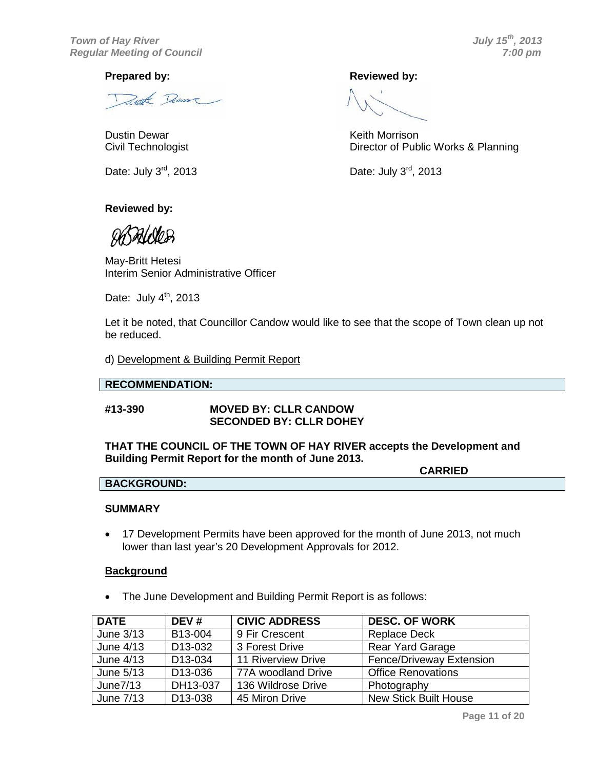**Prepared by:**

Dustin Dewar
Civil Technologist

Date: July 3rd, 2013

**Reviewed by:**

Keith Morrison
Director of Public Works & Planning

Date: July 3rd, 2013

**Reviewed by:**

May-Britt Hetesi
Interim Senior Administrative Officer

Date: July 4th, 2013

Let it be noted, that Councillor Candow would like to see that the scope of Town clean up not be reduced.

d) Development & Building Permit Report

**RECOMMENDATION:**

**#13-390 MOVED BY: CLLR CANDOW**
**SECONDED BY: CLLR DOHEY**

**THAT THE COUNCIL OF THE TOWN OF HAY RIVER accepts the Development and Building Permit Report for the month of June 2013.**

**CARRIED**

**BACKGROUND:**

**SUMMARY**

- 17 Development Permits have been approved for the month of June 2013, not much lower than last year's 20 Development Approvals for 2012.

**Background**

- The June Development and Building Permit Report is as follows:

| DATE | DEV # | CIVIC ADDRESS | DESC. OF WORK |
|---|---|---|---|
| June 3/13 | B13-004 | 9 Fir Crescent | Replace Deck |
| June 4/13 | D13-032 | 3 Forest Drive | Rear Yard Garage |
| June 4/13 | D13-034 | 11 Riverview Drive | Fence/Driveway Extension |
| June 5/13 | D13-036 | 77A woodland Drive | Office Renovations |
| June7/13 | DH13-037 | 136 Wildrose Drive | Photography |
| June 7/13 | D13-038 | 45 Miron Drive | New Stick Built House |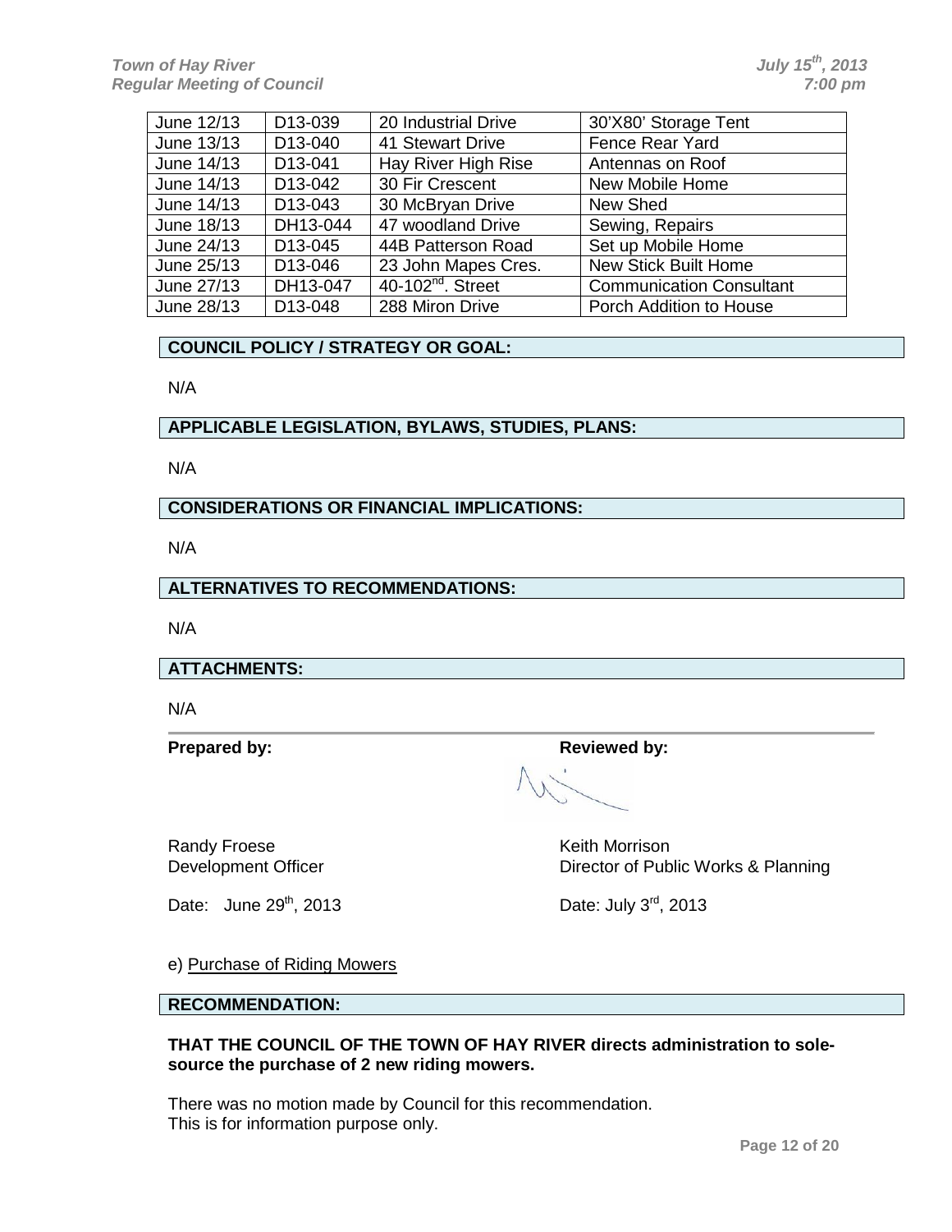| June 12/13 | D13-039 | 20 Industrial Drive | 30'X80' Storage Tent |
|---|---|---|---|
| June 13/13 | D13-040 | 41 Stewart Drive | Fence Rear Yard |
| June 14/13 | D13-041 | Hay River High Rise | Antennas on Roof |
| June 14/13 | D13-042 | 30 Fir Crescent | New Mobile Home |
| June 14/13 | D13-043 | 30 McBryan Drive | New Shed |
| June 18/13 | DH13-044 | 47 woodland Drive | Sewing, Repairs |
| June 24/13 | D13-045 | 44B Patterson Road | Set up Mobile Home |
| June 25/13 | D13-046 | 23 John Mapes Cres. | New Stick Built Home |
| June 27/13 | DH13-047 | 40-102nd. Street | Communication Consultant |
| June 28/13 | D13-048 | 288 Miron Drive | Porch Addition to House |

**COUNCIL POLICY / STRATEGY OR GOAL:**

N/A

**APPLICABLE LEGISLATION, BYLAWS, STUDIES, PLANS:**

N/A

**CONSIDERATIONS OR FINANCIAL IMPLICATIONS:**

N/A

**ALTERNATIVES TO RECOMMENDATIONS:**

N/A

**ATTACHMENTS:**

N/A

**Prepared by:**

Randy Froese
Development Officer

Date: June 29th, 2013

**Reviewed by:**

Keith Morrison
Director of Public Works & Planning

Date: July 3rd, 2013

e) Purchase of Riding Mowers

**RECOMMENDATION:**

**THAT THE COUNCIL OF THE TOWN OF HAY RIVER directs administration to sole-source the purchase of 2 new riding mowers.**

There was no motion made by Council for this recommendation.
This is for information purpose only.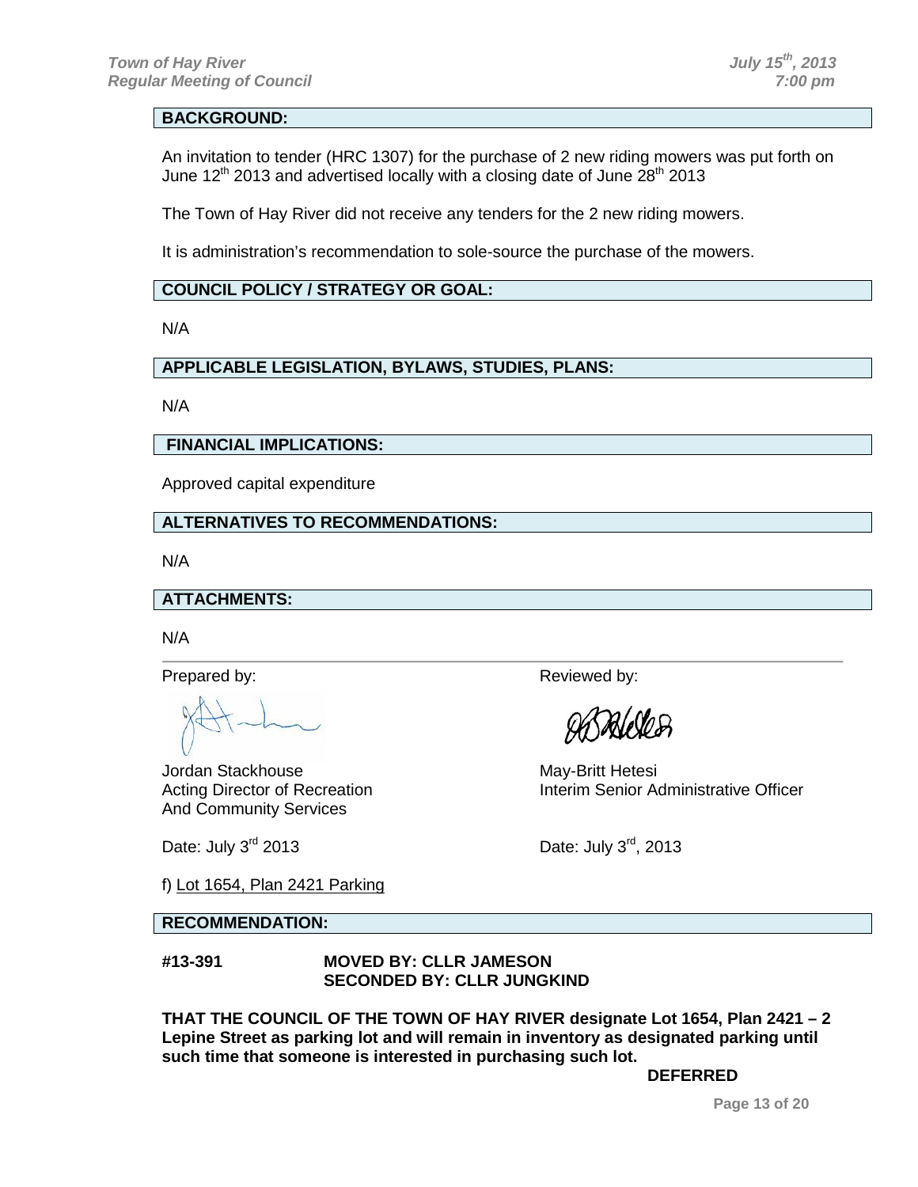**BACKGROUND:**

An invitation to tender (HRC 1307) for the purchase of 2 new riding mowers was put forth on June 12th 2013 and advertised locally with a closing date of June 28th 2013

The Town of Hay River did not receive any tenders for the 2 new riding mowers.

It is administration's recommendation to sole-source the purchase of the mowers.

**COUNCIL POLICY / STRATEGY OR GOAL:**

N/A

**APPLICABLE LEGISLATION, BYLAWS, STUDIES, PLANS:**

N/A

**FINANCIAL IMPLICATIONS:**

Approved capital expenditure

**ALTERNATIVES TO RECOMMENDATIONS:**

N/A

**ATTACHMENTS:**

N/A

Prepared by:

Jordan Stackhouse
Acting Director of Recreation
And Community Services

Date: July 3rd 2013

Reviewed by:

May-Britt Hetesi
Interim Senior Administrative Officer

Date: July 3rd, 2013

f) Lot 1654, Plan 2421 Parking

**RECOMMENDATION:**

**#13-391 MOVED BY: CLLR JAMESON**
**SECONDED BY: CLLR JUNGKIND**

**THAT THE COUNCIL OF THE TOWN OF HAY RIVER designate Lot 1654, Plan 2421 – 2 Lepine Street as parking lot and will remain in inventory as designated parking until such time that someone is interested in purchasing such lot.**

**DEFERRED**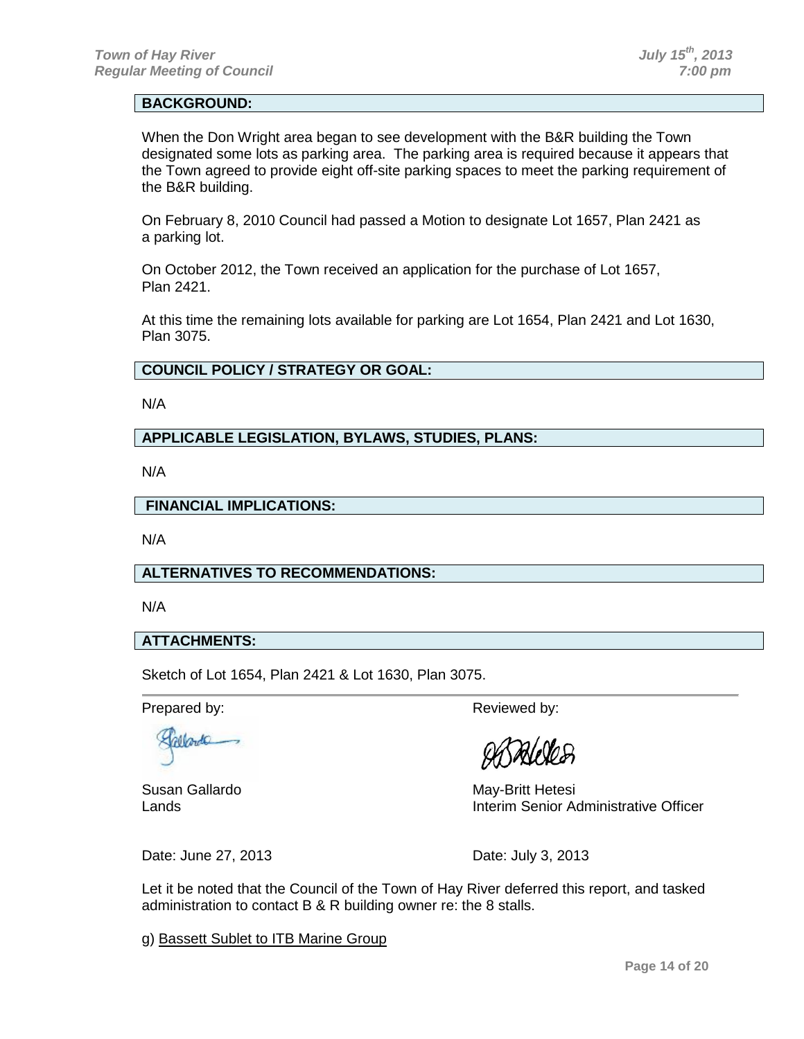**BACKGROUND:**

When the Don Wright area began to see development with the B&R building the Town designated some lots as parking area. The parking area is required because it appears that the Town agreed to provide eight off-site parking spaces to meet the parking requirement of the B&R building.

On February 8, 2010 Council had passed a Motion to designate Lot 1657, Plan 2421 as a parking lot.

On October 2012, the Town received an application for the purchase of Lot 1657, Plan 2421.

At this time the remaining lots available for parking are Lot 1654, Plan 2421 and Lot 1630, Plan 3075.

**COUNCIL POLICY / STRATEGY OR GOAL:**

N/A

**APPLICABLE LEGISLATION, BYLAWS, STUDIES, PLANS:**

N/A

**FINANCIAL IMPLICATIONS:**

N/A

**ALTERNATIVES TO RECOMMENDATIONS:**

N/A

**ATTACHMENTS:**

Sketch of Lot 1654, Plan 2421 & Lot 1630, Plan 3075.

Prepared by:

Susan Gallardo
Lands

Date: June 27, 2013

Reviewed by:

May-Britt Hetesi
Interim Senior Administrative Officer

Date: July 3, 2013

Let it be noted that the Council of the Town of Hay River deferred this report, and tasked administration to contact B & R building owner re: the 8 stalls.

g) Bassett Sublet to ITB Marine Group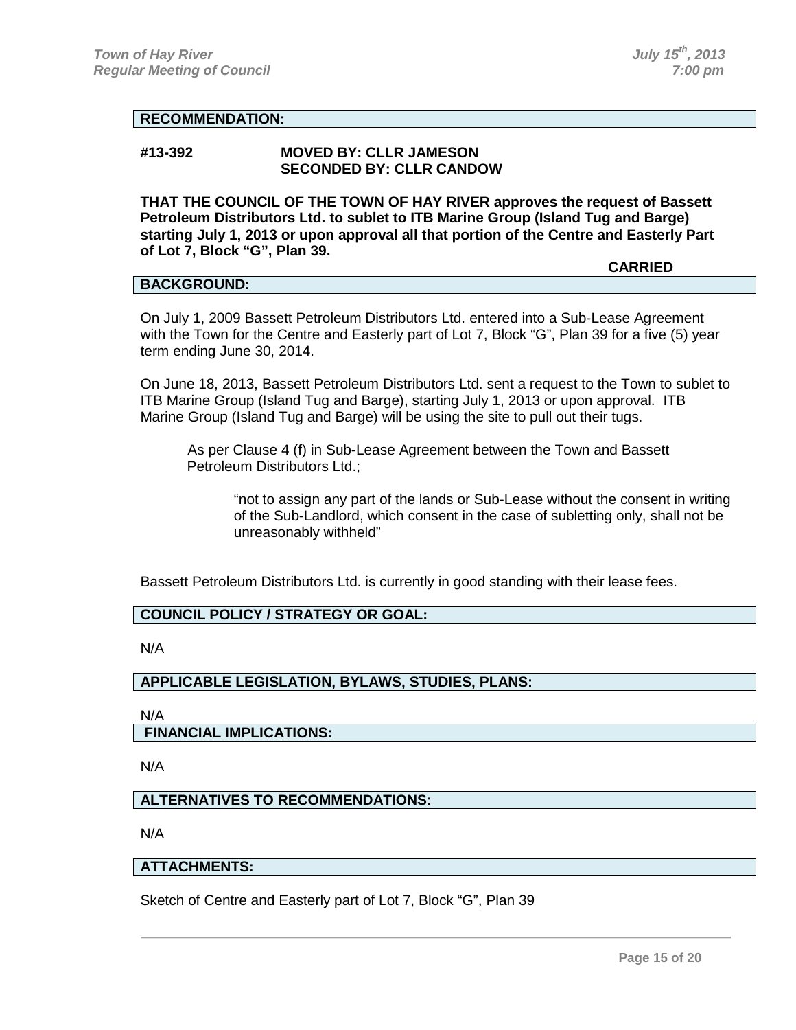## RECOMMENDATION:

**#13-392 MOVED BY: CLLR JAMESON**
**SECONDED BY: CLLR CANDOW**

**THAT THE COUNCIL OF THE TOWN OF HAY RIVER approves the request of Bassett Petroleum Distributors Ltd. to sublet to ITB Marine Group (Island Tug and Barge) starting July 1, 2013 or upon approval all that portion of the Centre and Easterly Part of Lot 7, Block "G", Plan 39.**

**CARRIED**

## BACKGROUND:

On July 1, 2009 Bassett Petroleum Distributors Ltd. entered into a Sub-Lease Agreement with the Town for the Centre and Easterly part of Lot 7, Block "G", Plan 39 for a five (5) year term ending June 30, 2014.

On June 18, 2013, Bassett Petroleum Distributors Ltd. sent a request to the Town to sublet to ITB Marine Group (Island Tug and Barge), starting July 1, 2013 or upon approval. ITB Marine Group (Island Tug and Barge) will be using the site to pull out their tugs.

> As per Clause 4 (f) in Sub-Lease Agreement between the Town and Bassett Petroleum Distributors Ltd.;
>
> > "not to assign any part of the lands or Sub-Lease without the consent in writing of the Sub-Landlord, which consent in the case of subletting only, shall not be unreasonably withheld"

Bassett Petroleum Distributors Ltd. is currently in good standing with their lease fees.

## COUNCIL POLICY / STRATEGY OR GOAL:

N/A

## APPLICABLE LEGISLATION, BYLAWS, STUDIES, PLANS:

N/A

## FINANCIAL IMPLICATIONS:

N/A

## ALTERNATIVES TO RECOMMENDATIONS:

N/A

## ATTACHMENTS:

Sketch of Centre and Easterly part of Lot 7, Block "G", Plan 39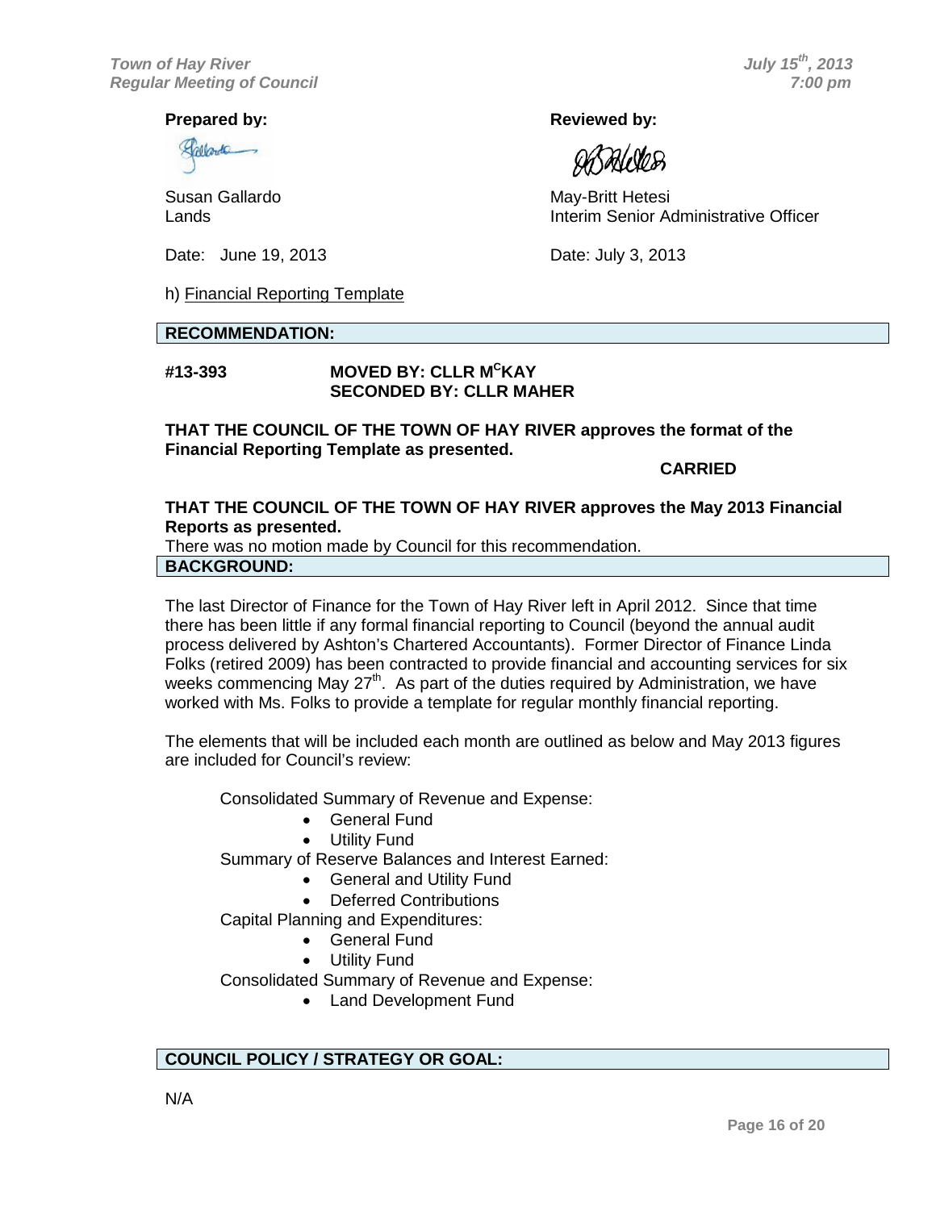**Prepared by:**

Susan Gallardo
Lands

Date: June 19, 2013

**Reviewed by:**

May-Britt Hetesi
Interim Senior Administrative Officer

Date: July 3, 2013

h) Financial Reporting Template

**RECOMMENDATION:**

**#13-393 MOVED BY: CLLR M[C]KAY**
**SECONDED BY: CLLR MAHER**

**THAT THE COUNCIL OF THE TOWN OF HAY RIVER approves the format of the Financial Reporting Template as presented.**

**CARRIED**

**THAT THE COUNCIL OF THE TOWN OF HAY RIVER approves the May 2013 Financial Reports as presented.**
There was no motion made by Council for this recommendation.

**BACKGROUND:**

The last Director of Finance for the Town of Hay River left in April 2012. Since that time there has been little if any formal financial reporting to Council (beyond the annual audit process delivered by Ashton's Chartered Accountants). Former Director of Finance Linda Folks (retired 2009) has been contracted to provide financial and accounting services for six weeks commencing May 27th. As part of the duties required by Administration, we have worked with Ms. Folks to provide a template for regular monthly financial reporting.

The elements that will be included each month are outlined as below and May 2013 figures are included for Council's review:

Consolidated Summary of Revenue and Expense:
- General Fund
- Utility Fund

Summary of Reserve Balances and Interest Earned:
- General and Utility Fund
- Deferred Contributions

Capital Planning and Expenditures:
- General Fund
- Utility Fund

Consolidated Summary of Revenue and Expense:
- Land Development Fund

**COUNCIL POLICY / STRATEGY OR GOAL:**

N/A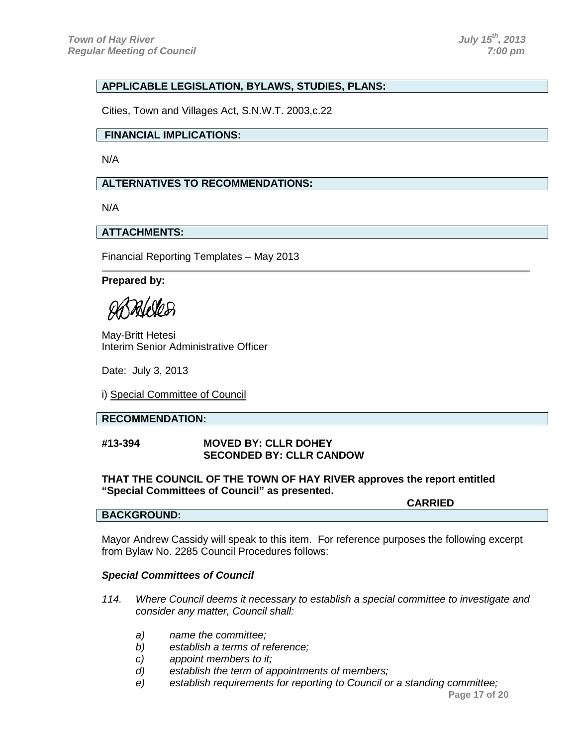**APPLICABLE LEGISLATION, BYLAWS, STUDIES, PLANS:**

Cities, Town and Villages Act, S.N.W.T. 2003,c.22

**FINANCIAL IMPLICATIONS:**

N/A

**ALTERNATIVES TO RECOMMENDATIONS:**

N/A

**ATTACHMENTS:**

Financial Reporting Templates – May 2013

---

**Prepared by:**

May-Britt Hetesi
Interim Senior Administrative Officer

Date: July 3, 2013

i) Special Committee of Council

**RECOMMENDATION:**

**#13-394 MOVED BY: CLLR DOHEY**
**SECONDED BY: CLLR CANDOW**

**THAT THE COUNCIL OF THE TOWN OF HAY RIVER approves the report entitled "Special Committees of Council" as presented.**

**CARRIED**

**BACKGROUND:**

Mayor Andrew Cassidy will speak to this item. For reference purposes the following excerpt from Bylaw No. 2285 Council Procedures follows:

***Special Committees of Council***

*114. Where Council deems it necessary to establish a special committee to investigate and consider any matter, Council shall:*

- *a) name the committee;*
- *b) establish a terms of reference;*
- *c) appoint members to it;*
- *d) establish the term of appointments of members;*
- *e) establish requirements for reporting to Council or a standing committee;*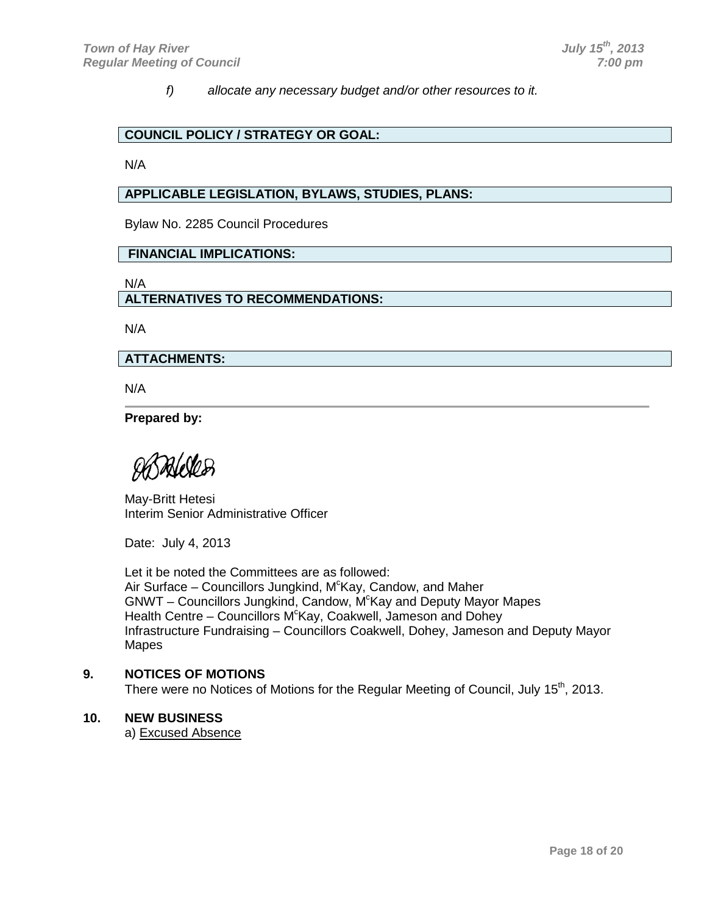*f) allocate any necessary budget and/or other resources to it.*

**COUNCIL POLICY / STRATEGY OR GOAL:**

N/A

**APPLICABLE LEGISLATION, BYLAWS, STUDIES, PLANS:**

Bylaw No. 2285 Council Procedures

**FINANCIAL IMPLICATIONS:**

N/A

**ALTERNATIVES TO RECOMMENDATIONS:**

N/A

**ATTACHMENTS:**

N/A

---

**Prepared by:**

May-Britt Hetesi
Interim Senior Administrative Officer

Date: July 4, 2013

Let it be noted the Committees are as followed:
Air Surface – Councillors Jungkind, McKay, Candow, and Maher
GNWT – Councillors Jungkind, Candow, McKay and Deputy Mayor Mapes
Health Centre – Councillors McKay, Coakwell, Jameson and Dohey
Infrastructure Fundraising – Councillors Coakwell, Dohey, Jameson and Deputy Mayor Mapes

## 9. NOTICES OF MOTIONS

There were no Notices of Motions for the Regular Meeting of Council, July 15th, 2013.

## 10. NEW BUSINESS

a) Excused Absence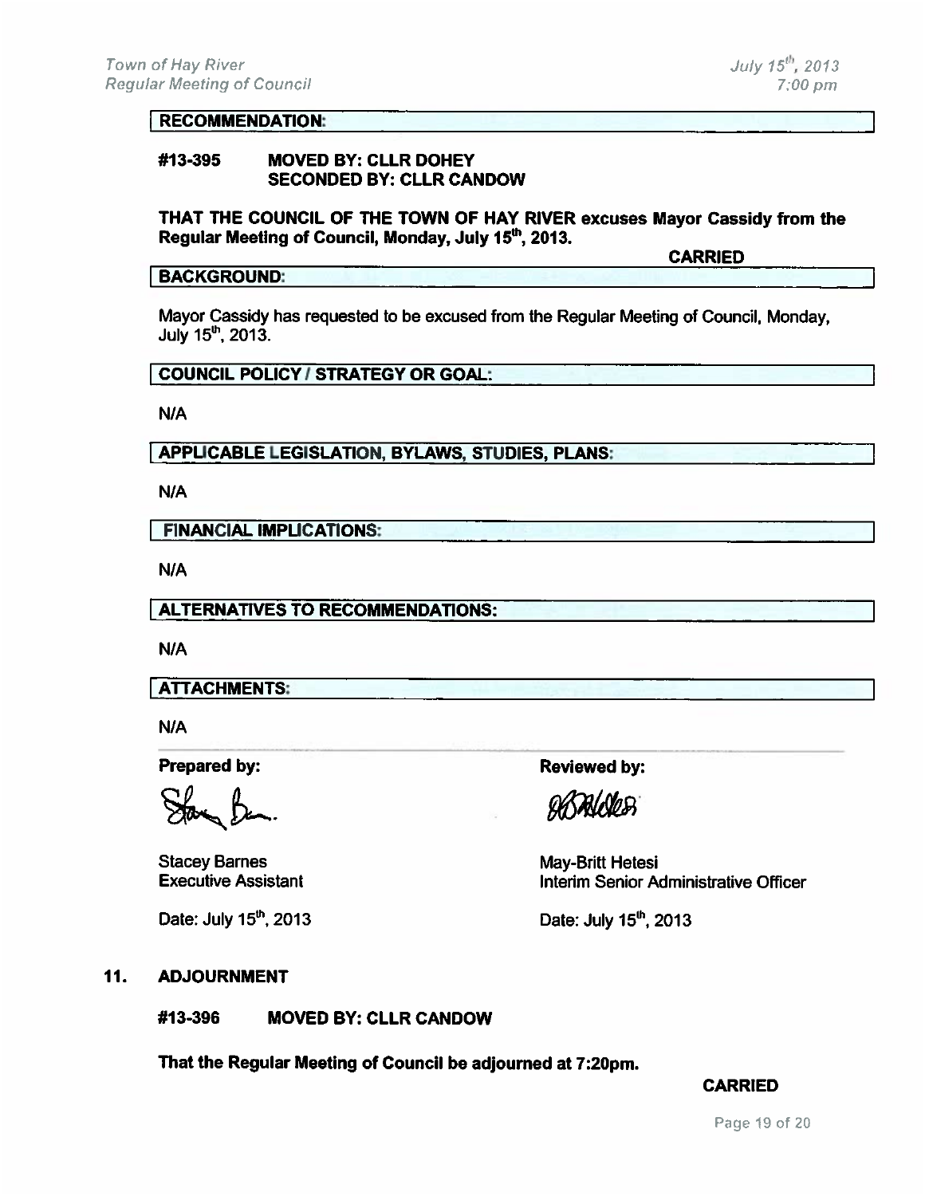**RECOMMENDATION:**

**#13-395 MOVED BY: CLLR DOHEY**
**SECONDED BY: CLLR CANDOW**

**THAT THE COUNCIL OF THE TOWN OF HAY RIVER excuses Mayor Cassidy from the Regular Meeting of Council, Monday, July 15th, 2013.**

**CARRIED**

**BACKGROUND:**

Mayor Cassidy has requested to be excused from the Regular Meeting of Council, Monday, July 15th, 2013.

**COUNCIL POLICY / STRATEGY OR GOAL:**

N/A

**APPLICABLE LEGISLATION, BYLAWS, STUDIES, PLANS:**

N/A

**FINANCIAL IMPLICATIONS:**

N/A

**ALTERNATIVES TO RECOMMENDATIONS:**

N/A

**ATTACHMENTS:**

N/A

| **Prepared by:** | **Reviewed by:** |
|---|---|
| Stacey Barnes | May-Britt Hetesi |
| Executive Assistant | Interim Senior Administrative Officer |
| Date: July 15th, 2013 | Date: July 15th, 2013 |

## 11. ADJOURNMENT

**#13-396 MOVED BY: CLLR CANDOW**

**That the Regular Meeting of Council be adjourned at 7:20pm.**

**CARRIED**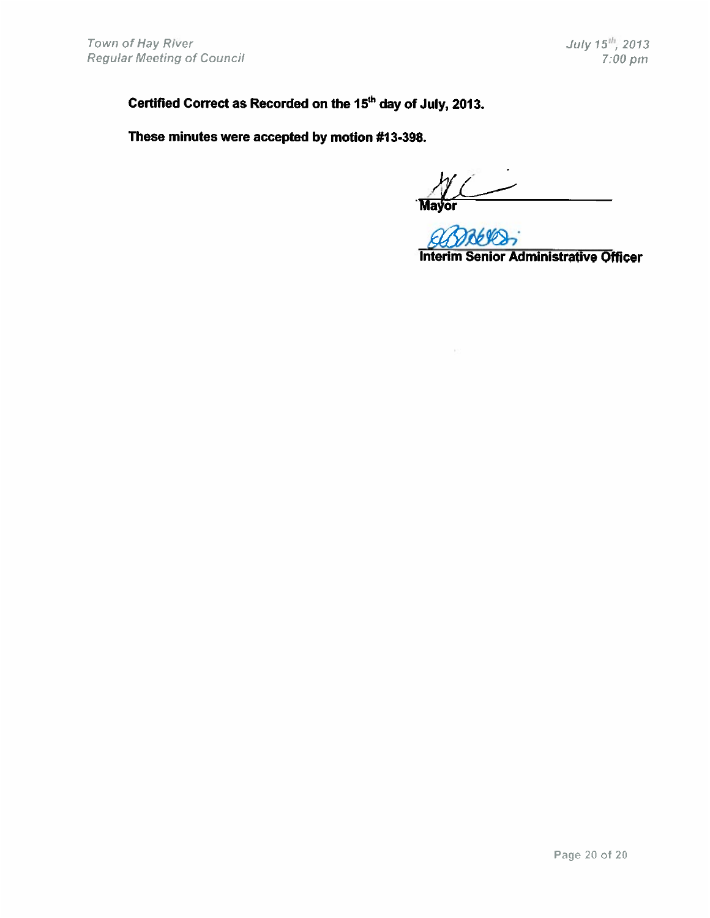**Certified Correct as Recorded on the 15th day of July, 2013.**

**These minutes were accepted by motion #13-398.**

**Mayor**

**Interim Senior Administrative Officer**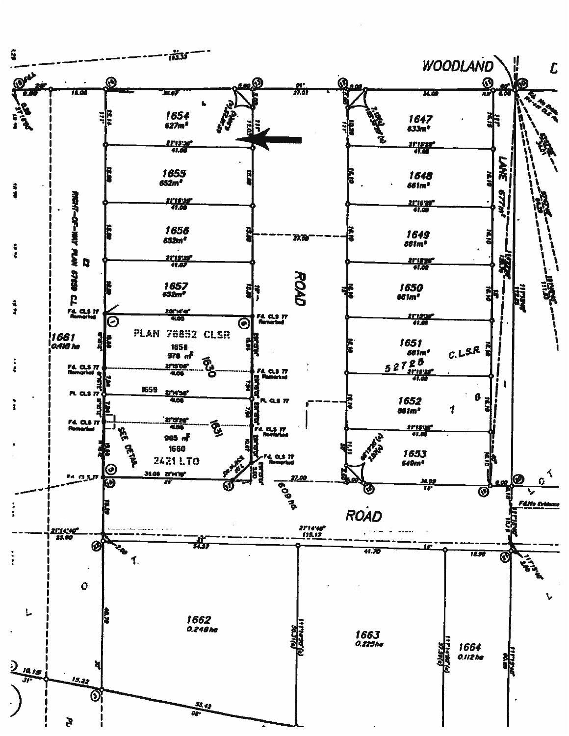WOODLAND

ROAD

ROAD

LANE 677m²

RIGHT-OF-WAY PLAN 67659 C.L.

PLAN 76852 CLSR

2421 LTO

C.L.S.R.
52725

SEE DETAIL

609 ha.

| Lot | Area |
|---|---|
| 1647 | 633m² |
| 1648 | 661m² |
| 1649 | 661m² |
| 1650 | 661m² |
| 1651 | 661m² |
| 1652 | 661m² |
| 1653 | 649m² |
| 1654 | 627m² |
| 1655 | 652m² |
| 1656 | 652m² |
| 1657 | 652m² |
| 1658 | 978 m² |
| 1659 | |
| 1660 | 965 m² |
| 1661 | 0.418 ha |
| 1662 | 0.248 ha |
| 1663 | 0.225 ha |
| 1664 | 0.112 ha |

1630

1631

Fd. CLS 77 Remarked

Pl. CLS 77

Fd. No Evidence

21°15'30"
41.08

21°14'40"
115.17

21°14'40"
25.08

36.08

27.01

27.00

37.50

54.37

41.70

18.90

193.33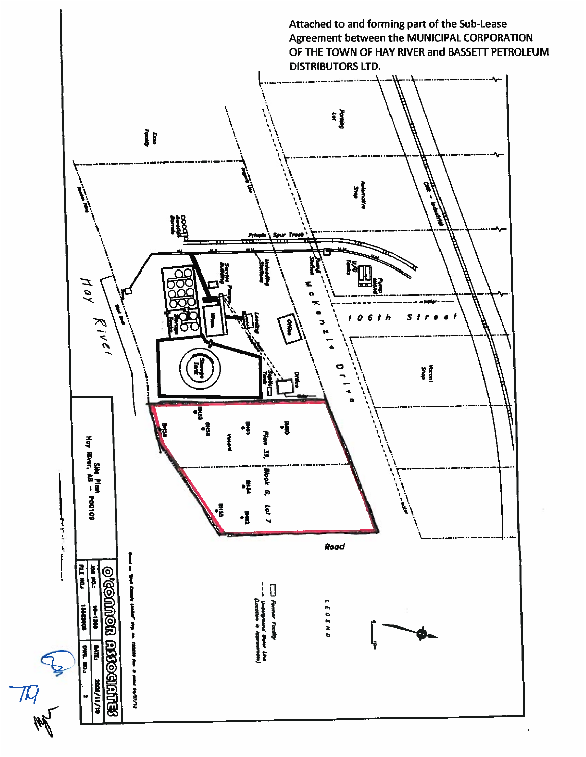Attached to and forming part of the Sub-Lease Agreement between the MUNICIPAL CORPORATION OF THE TOWN OF HAY RIVER and BASSETT PETROLEUM DISTRIBUTORS LTD.

Parking Lot

Esso Facility

Automotive Shop

CNR - Industrial

Private Spur Track

Aviation Barrels

Service Building

Unloading Stations

Pump Station

U/G Tanks

Pump Island

106th Street

Vacant Shop

McKenzie Drive

Office

Loading

Whse.

Storage Tanks

Storage Tank

Septic Tank

Office

Hay River

Plan 39, Block G, Lot 7

Vacant

BH33

BH36

BH31

BH30

BH39

BH34

BH35

BH32

Road

Site Plan

Hay River, AB - P00109

LEGEND

Former Facility

Underground Water Line (Location is Approximate)

O'CONNOR ASSOCIATES

| JOB NO.: | 10-1368 | DATE: | 2008/11/10 |
|---|---|---|---|
| FILE NO.: | 1368008 | DWG. NO.: | 2 |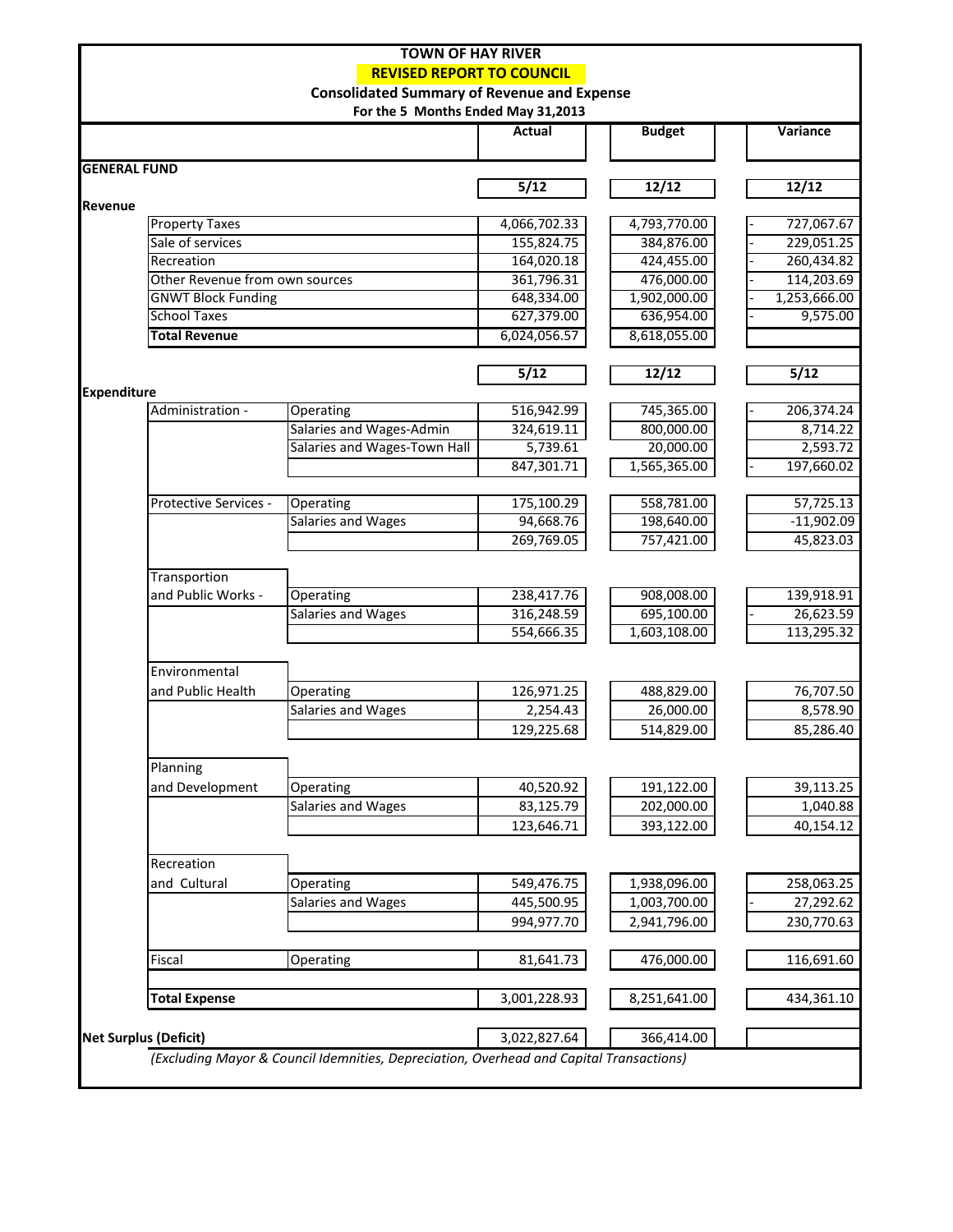**TOWN OF HAY RIVER**

**REVISED REPORT TO COUNCIL**

**Consolidated Summary of Revenue and Expense**

**For the 5 Months Ended May 31,2013**

| | | | Actual | Budget | Variance |
|---|---|---|---|---|---|
| **GENERAL FUND** | | | | | |
| | | | 5/12 | 12/12 | 12/12 |
| **Revenue** | | | | | |
| | Property Taxes | | 4,066,702.33 | 4,793,770.00 | - 727,067.67 |
| | Sale of services | | 155,824.75 | 384,876.00 | - 229,051.25 |
| | Recreation | | 164,020.18 | 424,455.00 | - 260,434.82 |
| | Other Revenue from own sources | | 361,796.31 | 476,000.00 | - 114,203.69 |
| | GNWT Block Funding | | 648,334.00 | 1,902,000.00 | - 1,253,666.00 |
| | School Taxes | | 627,379.00 | 636,954.00 | - 9,575.00 |
| | **Total Revenue** | | 6,024,056.57 | 8,618,055.00 | |
| | | | 5/12 | 12/12 | 5/12 |
| **Expenditure** | | | | | |
| | Administration - | Operating | 516,942.99 | 745,365.00 | - 206,374.24 |
| | | Salaries and Wages-Admin | 324,619.11 | 800,000.00 | 8,714.22 |
| | | Salaries and Wages-Town Hall | 5,739.61 | 20,000.00 | 2,593.72 |
| | | | 847,301.71 | 1,565,365.00 | - 197,660.02 |
| | Protective Services - | Operating | 175,100.29 | 558,781.00 | 57,725.13 |
| | | Salaries and Wages | 94,668.76 | 198,640.00 | -11,902.09 |
| | | | 269,769.05 | 757,421.00 | 45,823.03 |
| | Transportion and Public Works - | Operating | 238,417.76 | 908,008.00 | 139,918.91 |
| | | Salaries and Wages | 316,248.59 | 695,100.00 | - 26,623.59 |
| | | | 554,666.35 | 1,603,108.00 | 113,295.32 |
| | Environmental and Public Health | Operating | 126,971.25 | 488,829.00 | 76,707.50 |
| | | Salaries and Wages | 2,254.43 | 26,000.00 | 8,578.90 |
| | | | 129,225.68 | 514,829.00 | 85,286.40 |
| | Planning and Development | Operating | 40,520.92 | 191,122.00 | 39,113.25 |
| | | Salaries and Wages | 83,125.79 | 202,000.00 | 1,040.88 |
| | | | 123,646.71 | 393,122.00 | 40,154.12 |
| | Recreation and Cultural | Operating | 549,476.75 | 1,938,096.00 | 258,063.25 |
| | | Salaries and Wages | 445,500.95 | 1,003,700.00 | - 27,292.62 |
| | | | 994,977.70 | 2,941,796.00 | 230,770.63 |
| | Fiscal | Operating | 81,641.73 | 476,000.00 | 116,691.60 |
| | **Total Expense** | | 3,001,228.93 | 8,251,641.00 | 434,361.10 |
| **Net Surplus (Deficit)** | | | 3,022,827.64 | 366,414.00 | |

*(Excluding Mayor & Council Idemnities, Depreciation, Overhead and Capital Transactions)*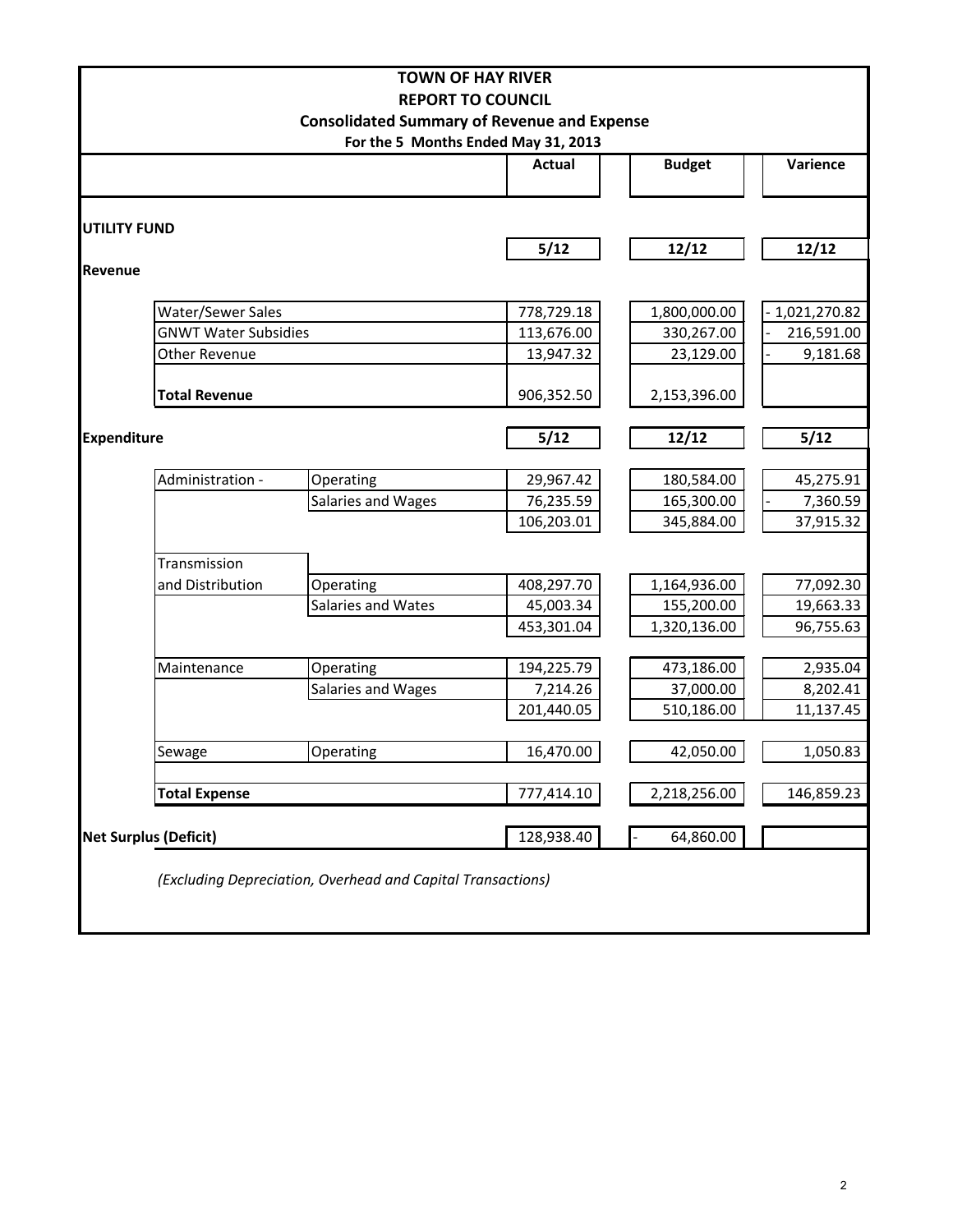# TOWN OF HAY RIVER

## REPORT TO COUNCIL

### Consolidated Summary of Revenue and Expense

**For the 5 Months Ended May 31, 2013**

| | | Actual | Budget | Varience |
|---|---|---|---|---|
| **UTILITY FUND** | | | | |
| | | **5/12** | **12/12** | **12/12** |
| **Revenue** | | | | |
| Water/Sewer Sales | | 778,729.18 | 1,800,000.00 | - 1,021,270.82 |
| GNWT Water Subsidies | | 113,676.00 | 330,267.00 | - 216,591.00 |
| Other Revenue | | 13,947.32 | 23,129.00 | - 9,181.68 |
| **Total Revenue** | | 906,352.50 | 2,153,396.00 | |
| **Expenditure** | | **5/12** | **12/12** | **5/12** |
| Administration - | Operating | 29,967.42 | 180,584.00 | 45,275.91 |
| | Salaries and Wages | 76,235.59 | 165,300.00 | - 7,360.59 |
| | | 106,203.01 | 345,884.00 | 37,915.32 |
| Transmission and Distribution | Operating | 408,297.70 | 1,164,936.00 | 77,092.30 |
| | Salaries and Wates | 45,003.34 | 155,200.00 | 19,663.33 |
| | | 453,301.04 | 1,320,136.00 | 96,755.63 |
| Maintenance | Operating | 194,225.79 | 473,186.00 | 2,935.04 |
| | Salaries and Wages | 7,214.26 | 37,000.00 | 8,202.41 |
| | | 201,440.05 | 510,186.00 | 11,137.45 |
| Sewage | Operating | 16,470.00 | 42,050.00 | 1,050.83 |
| **Total Expense** | | 777,414.10 | 2,218,256.00 | 146,859.23 |
| **Net Surplus (Deficit)** | | 128,938.40 | - 64,860.00 | |

*(Excluding Depreciation, Overhead and Capital Transactions)*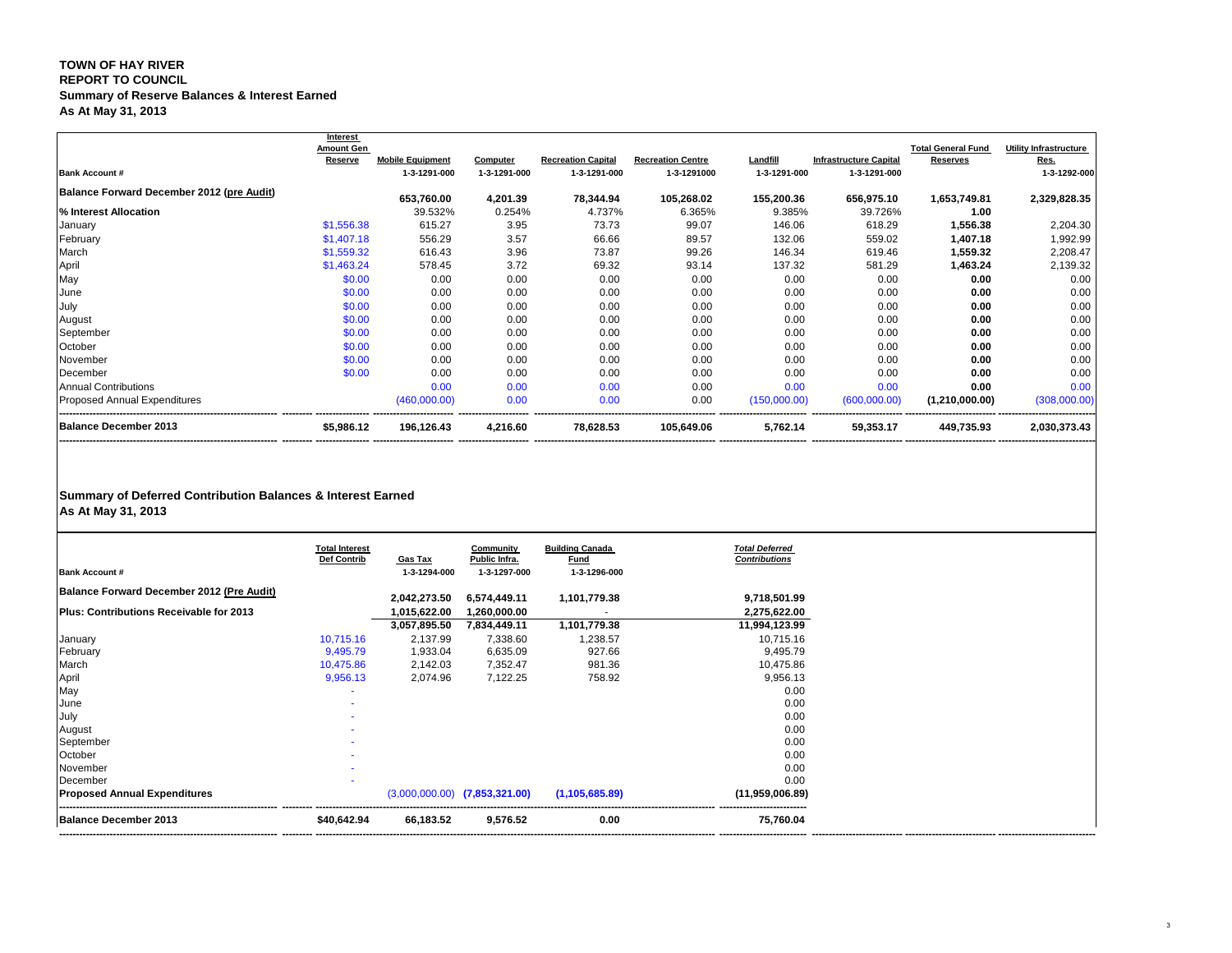**TOWN OF HAY RIVER**
**REPORT TO COUNCIL**
**Summary of Reserve Balances & Interest Earned**
**As At May 31, 2013**

| | Interest Amount Gen Reserve | Mobile Equipment | Computer | Recreation Capital | Recreation Centre | Landfill | Infrastructure Capital | Total General Fund Reserves | Utility Infrastructure Res. |
|---|---|---|---|---|---|---|---|---|---|
| **Bank Account #** | | 1-3-1291-000 | 1-3-1291-000 | 1-3-1291-000 | 1-3-1291000 | 1-3-1291-000 | 1-3-1291-000 | | 1-3-1292-000 |
| **Balance Forward December 2012 (pre Audit)** | | 653,760.00 | 4,201.39 | 78,344.94 | 105,268.02 | 155,200.36 | 656,975.10 | 1,653,749.81 | 2,329,828.35 |
| **% Interest Allocation** | | 39.532% | 0.254% | 4.737% | 6.365% | 9.385% | 39.726% | 1.00 | |
| January | $1,556.38 | 615.27 | 3.95 | 73.73 | 99.07 | 146.06 | 618.29 | 1,556.38 | 2,204.30 |
| February | $1,407.18 | 556.29 | 3.57 | 66.66 | 89.57 | 132.06 | 559.02 | 1,407.18 | 1,992.99 |
| March | $1,559.32 | 616.43 | 3.96 | 73.87 | 99.26 | 146.34 | 619.46 | 1,559.32 | 2,208.47 |
| April | $1,463.24 | 578.45 | 3.72 | 69.32 | 93.14 | 137.32 | 581.29 | 1,463.24 | 2,139.32 |
| May | $0.00 | 0.00 | 0.00 | 0.00 | 0.00 | 0.00 | 0.00 | 0.00 | 0.00 |
| June | $0.00 | 0.00 | 0.00 | 0.00 | 0.00 | 0.00 | 0.00 | 0.00 | 0.00 |
| July | $0.00 | 0.00 | 0.00 | 0.00 | 0.00 | 0.00 | 0.00 | 0.00 | 0.00 |
| August | $0.00 | 0.00 | 0.00 | 0.00 | 0.00 | 0.00 | 0.00 | 0.00 | 0.00 |
| September | $0.00 | 0.00 | 0.00 | 0.00 | 0.00 | 0.00 | 0.00 | 0.00 | 0.00 |
| October | $0.00 | 0.00 | 0.00 | 0.00 | 0.00 | 0.00 | 0.00 | 0.00 | 0.00 |
| November | $0.00 | 0.00 | 0.00 | 0.00 | 0.00 | 0.00 | 0.00 | 0.00 | 0.00 |
| December | $0.00 | 0.00 | 0.00 | 0.00 | 0.00 | 0.00 | 0.00 | 0.00 | 0.00 |
| Annual Contributions | | 0.00 | 0.00 | 0.00 | 0.00 | 0.00 | 0.00 | 0.00 | 0.00 |
| Proposed Annual Expenditures | | (460,000.00) | 0.00 | 0.00 | 0.00 | (150,000.00) | (600,000.00) | (1,210,000.00) | (308,000.00) |
| **Balance December 2013** | **$5,986.12** | **196,126.43** | **4,216.60** | **78,628.53** | **105,649.06** | **5,762.14** | **59,353.17** | **449,735.93** | **2,030,373.43** |

**Summary of Deferred Contribution Balances & Interest Earned**
**As At May 31, 2013**

| | Total Interest Def Contrib | Gas Tax | Community Public Infra. | Building Canada Fund | Total Deferred Contributions |
|---|---|---|---|---|---|
| **Bank Account #** | | 1-3-1294-000 | 1-3-1297-000 | 1-3-1296-000 | |
| **Balance Forward December 2012 (Pre Audit)** | | 2,042,273.50 | 6,574,449.11 | 1,101,779.38 | 9,718,501.99 |
| **Plus: Contributions Receivable for 2013** | | 1,015,622.00 | 1,260,000.00 | - | 2,275,622.00 |
| | | 3,057,895.50 | 7,834,449.11 | 1,101,779.38 | 11,994,123.99 |
| January | 10,715.16 | 2,137.99 | 7,338.60 | 1,238.57 | 10,715.16 |
| February | 9,495.79 | 1,933.04 | 6,635.09 | 927.66 | 9,495.79 |
| March | 10,475.86 | 2,142.03 | 7,352.47 | 981.36 | 10,475.86 |
| April | 9,956.13 | 2,074.96 | 7,122.25 | 758.92 | 9,956.13 |
| May | - | | | | 0.00 |
| June | - | | | | 0.00 |
| July | - | | | | 0.00 |
| August | - | | | | 0.00 |
| September | - | | | | 0.00 |
| October | - | | | | 0.00 |
| November | - | | | | 0.00 |
| December | - | | | | 0.00 |
| **Proposed Annual Expenditures** | | (3,000,000.00) | (7,853,321.00) | (1,105,685.89) | (11,959,006.89) |
| **Balance December 2013** | **$40,642.94** | **66,183.52** | **9,576.52** | **0.00** | **75,760.04** |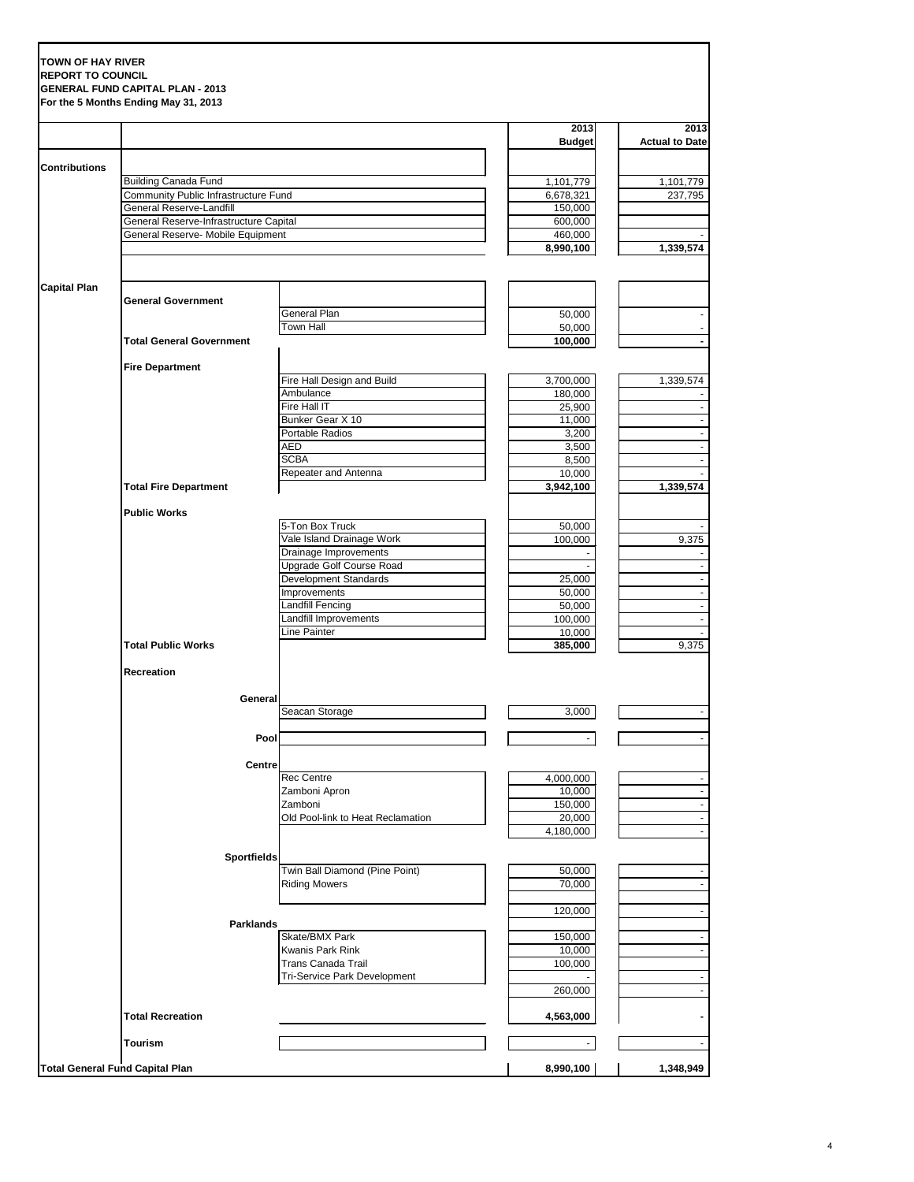**TOWN OF HAY RIVER**
**REPORT TO COUNCIL**
**GENERAL FUND CAPITAL PLAN - 2013**
**For the 5 Months Ending May 31, 2013**

| | | | 2013 Budget | 2013 Actual to Date |
|---|---|---|---|---|
| **Contributions** | | | | |
| | Building Canada Fund | | 1,101,779 | 1,101,779 |
| | Community Public Infrastructure Fund | | 6,678,321 | 237,795 |
| | General Reserve-Landfill | | 150,000 | |
| | General Reserve-Infrastructure Capital | | 600,000 | |
| | General Reserve- Mobile Equipment | | 460,000 | - |
| | | | **8,990,100** | **1,339,574** |
| **Capital Plan** | | | | |
| | **General Government** | | | |
| | | General Plan | 50,000 | - |
| | | Town Hall | 50,000 | - |
| | **Total General Government** | | **100,000** | **-** |
| | **Fire Department** | | | |
| | | Fire Hall Design and Build | 3,700,000 | 1,339,574 |
| | | Ambulance | 180,000 | - |
| | | Fire Hall IT | 25,900 | - |
| | | Bunker Gear X 10 | 11,000 | - |
| | | Portable Radios | 3,200 | - |
| | | AED | 3,500 | - |
| | | SCBA | 8,500 | - |
| | | Repeater and Antenna | 10,000 | - |
| | **Total Fire Department** | | **3,942,100** | **1,339,574** |
| | **Public Works** | | | |
| | | 5-Ton Box Truck | 50,000 | - |
| | | Vale Island Drainage Work | 100,000 | 9,375 |
| | | Drainage Improvements | - | - |
| | | Upgrade Golf Course Road | - | - |
| | | Development Standards | 25,000 | - |
| | | Improvements | 50,000 | - |
| | | Landfill Fencing | 50,000 | - |
| | | Landfill Improvements | 100,000 | - |
| | | Line Painter | 10,000 | - |
| | **Total Public Works** | | **385,000** | 9,375 |
| | **Recreation** | | | |
| | **General** | | | |
| | | Seacan Storage | 3,000 | - |
| | **Pool** | | - | - |
| | **Centre** | | | |
| | | Rec Centre | 4,000,000 | - |
| | | Zamboni Apron | 10,000 | - |
| | | Zamboni | 150,000 | - |
| | | Old Pool-link to Heat Reclamation | 20,000 | - |
| | | | 4,180,000 | - |
| | **Sportfields** | | | |
| | | Twin Ball Diamond (Pine Point) | 50,000 | - |
| | | Riding Mowers | 70,000 | - |
| | | | 120,000 | - |
| | **Parklands** | | | |
| | | Skate/BMX Park | 150,000 | - |
| | | Kwanis Park Rink | 10,000 | - |
| | | Trans Canada Trail | 100,000 | |
| | | Tri-Service Park Development | - | - |
| | | | 260,000 | - |
| | **Total Recreation** | | **4,563,000** | **-** |
| | **Tourism** | | - | - |
| **Total General Fund Capital Plan** | | | **8,990,100** | **1,348,949** |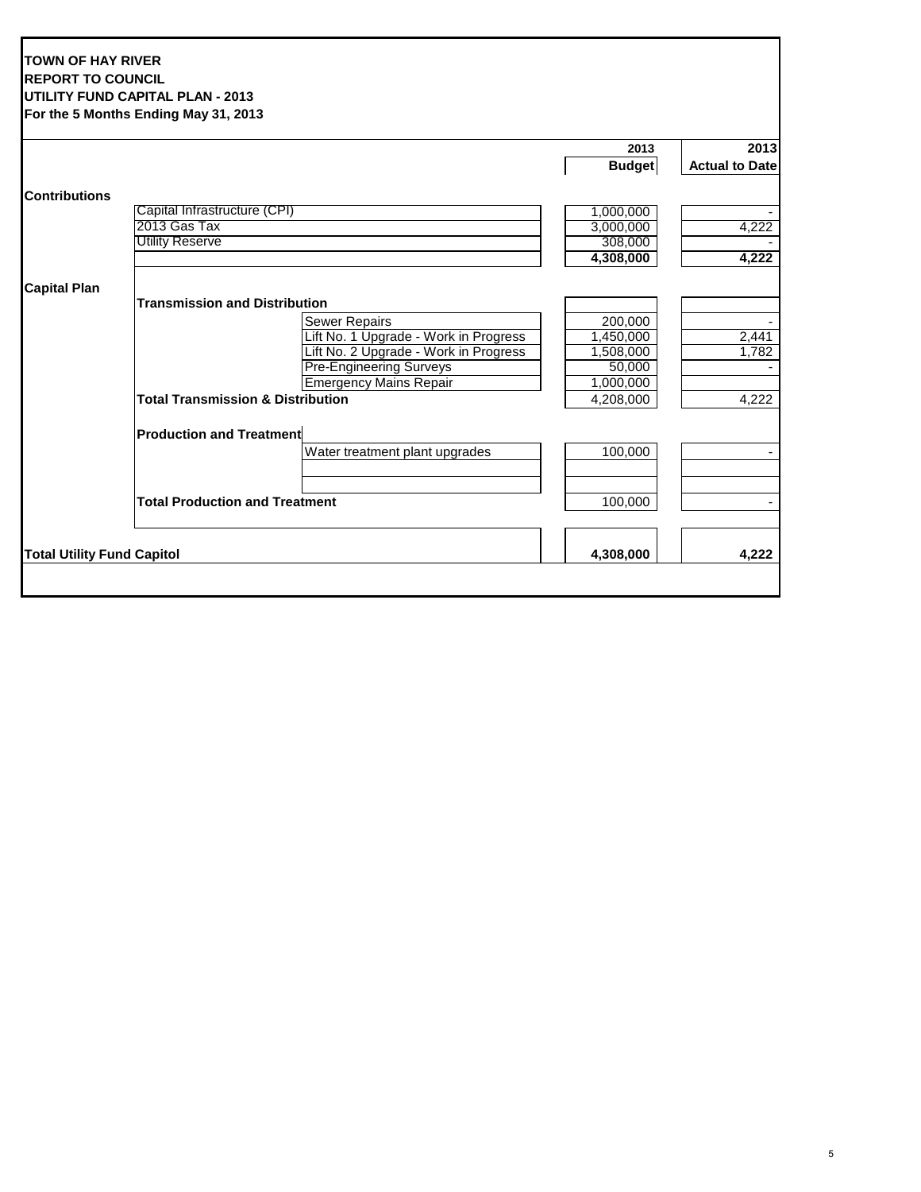**TOWN OF HAY RIVER**
**REPORT TO COUNCIL**
**UTILITY FUND CAPITAL PLAN - 2013**
**For the 5 Months Ending May 31, 2013**

| | | | 2013 Budget | 2013 Actual to Date |
|---|---|---|---|---|
| **Contributions** | | | | |
| | Capital Infrastructure (CPI) | | 1,000,000 | - |
| | 2013 Gas Tax | | 3,000,000 | 4,222 |
| | Utility Reserve | | 308,000 | - |
| | | | **4,308,000** | **4,222** |
| **Capital Plan** | | | | |
| | **Transmission and Distribution** | | | |
| | | Sewer Repairs | 200,000 | - |
| | | Lift No. 1 Upgrade - Work in Progress | 1,450,000 | 2,441 |
| | | Lift No. 2 Upgrade - Work in Progress | 1,508,000 | 1,782 |
| | | Pre-Engineering Surveys | 50,000 | - |
| | | Emergency Mains Repair | 1,000,000 | |
| | **Total Transmission & Distribution** | | 4,208,000 | 4,222 |
| | **Production and Treatment** | | | |
| | | Water treatment plant upgrades | 100,000 | - |
| | **Total Production and Treatment** | | 100,000 | - |
| **Total Utility Fund Capitol** | | | **4,308,000** | **4,222** |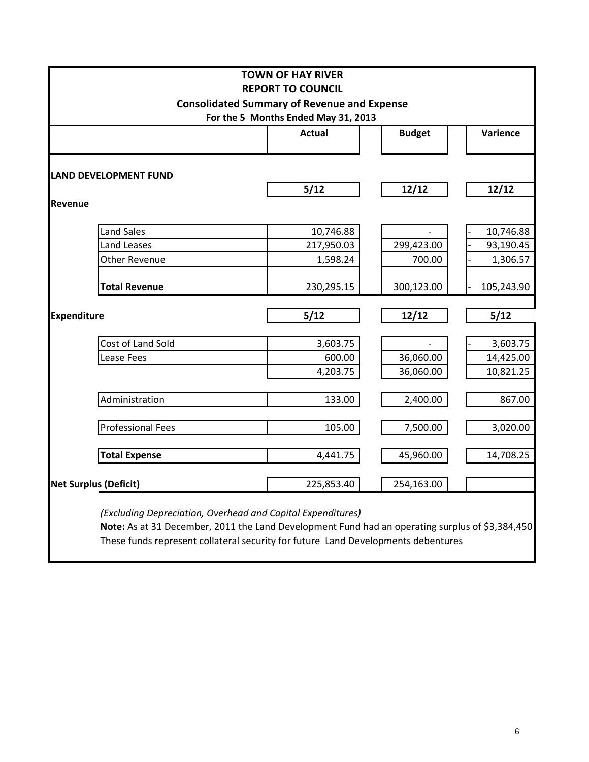**TOWN OF HAY RIVER**
**REPORT TO COUNCIL**
**Consolidated Summary of Revenue and Expense**
**For the 5 Months Ended May 31, 2013**

| | | Actual | Budget | Varience |
|---|---|---|---|---|
| **LAND DEVELOPMENT FUND** | | **5/12** | **12/12** | **12/12** |
| **Revenue** | | | | |
| | Land Sales | 10,746.88 | - | - 10,746.88 |
| | Land Leases | 217,950.03 | 299,423.00 | - 93,190.45 |
| | Other Revenue | 1,598.24 | 700.00 | - 1,306.57 |
| | **Total Revenue** | 230,295.15 | 300,123.00 | - 105,243.90 |
| **Expenditure** | | **5/12** | **12/12** | **5/12** |
| | Cost of Land Sold | 3,603.75 | - | - 3,603.75 |
| | Lease Fees | 600.00 | 36,060.00 | 14,425.00 |
| | | 4,203.75 | 36,060.00 | 10,821.25 |
| | Administration | 133.00 | 2,400.00 | 867.00 |
| | Professional Fees | 105.00 | 7,500.00 | 3,020.00 |
| | **Total Expense** | 4,441.75 | 45,960.00 | 14,708.25 |
| **Net Surplus (Deficit)** | | 225,853.40 | 254,163.00 | |

*(Excluding Depreciation, Overhead and Capital Expenditures)*

**Note:** As at 31 December, 2011 the Land Development Fund had an operating surplus of $3,384,450
These funds represent collateral security for future Land Developments debentures